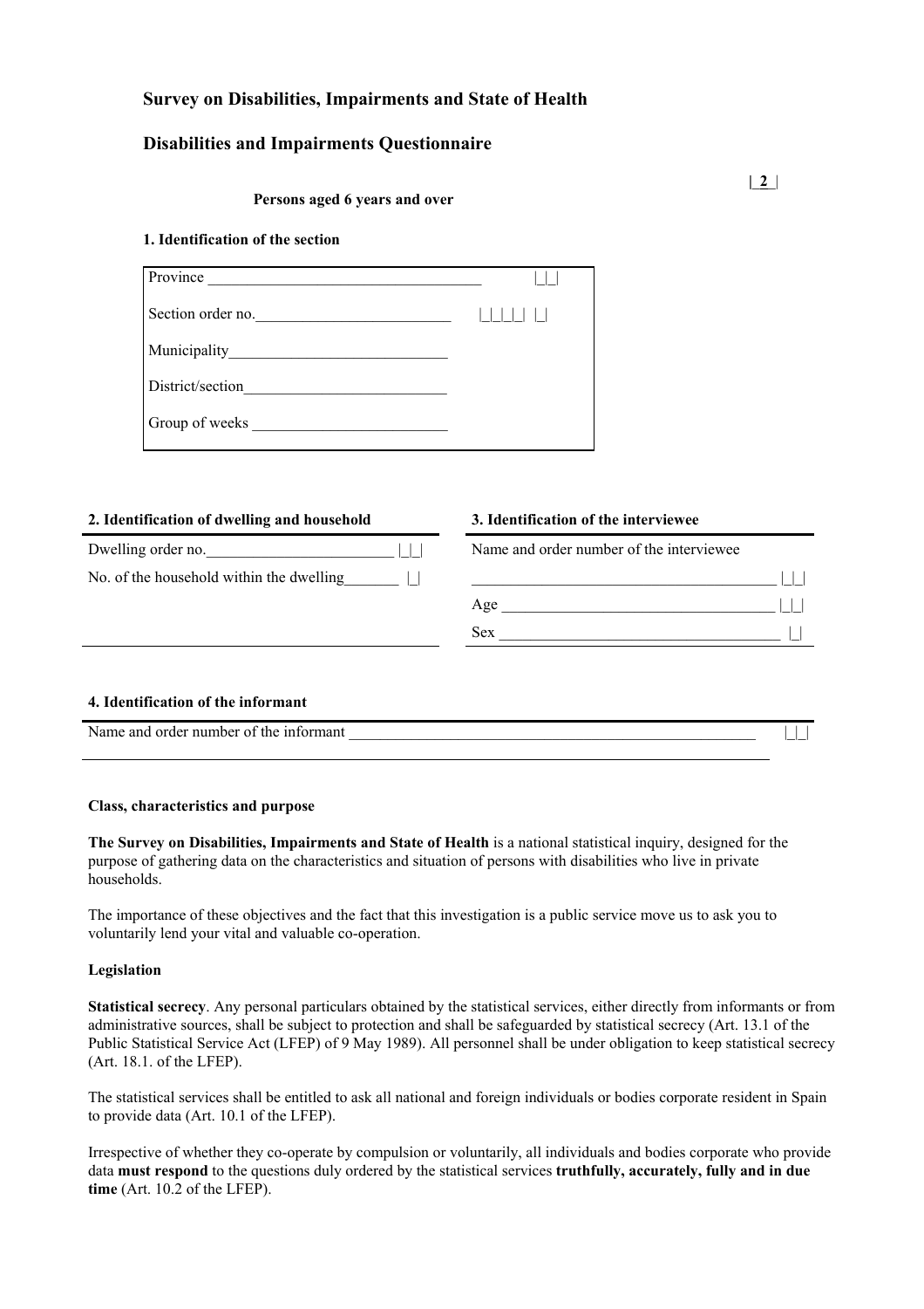# Survey on Disabilities, Impairments and State of Health

## Disabilities and Impairments Questionnaire

|_2_|

**Persons aged 6 years and over**

**1. Identification of the section**

| | |
|---|---|
| Province ___________________________________ | \|_\|_\| |
| Section order no.________________________ | \|_\|_\|_\|_\| \|_\| |
| Municipality____________________________ | |
| District/section__________________________ | |
| Group of weeks ________________________ | |

**2. Identification of dwelling and household**

Dwelling order no._______________________ |_|_|

No. of the household within the dwelling_______ |_|

**3. Identification of the interviewee**

Name and order number of the interviewee

_______________________________________ |_|_|

Age __________________________________ |_|_|

Sex ____________________________________ |_|

**4. Identification of the informant**

Name and order number of the informant _____________________________________________________ |_|_|

**Class, characteristics and purpose**

**The Survey on Disabilities, Impairments and State of Health** is a national statistical inquiry, designed for the purpose of gathering data on the characteristics and situation of persons with disabilities who live in private households.

The importance of these objectives and the fact that this investigation is a public service move us to ask you to voluntarily lend your vital and valuable co-operation.

**Legislation**

**Statistical secrecy**. Any personal particulars obtained by the statistical services, either directly from informants or from administrative sources, shall be subject to protection and shall be safeguarded by statistical secrecy (Art. 13.1 of the Public Statistical Service Act (LFEP) of 9 May 1989). All personnel shall be under obligation to keep statistical secrecy (Art. 18.1. of the LFEP).

The statistical services shall be entitled to ask all national and foreign individuals or bodies corporate resident in Spain to provide data (Art. 10.1 of the LFEP).

Irrespective of whether they co-operate by compulsion or voluntarily, all individuals and bodies corporate who provide data **must respond** to the questions duly ordered by the statistical services **truthfully, accurately, fully and in due time** (Art. 10.2 of the LFEP).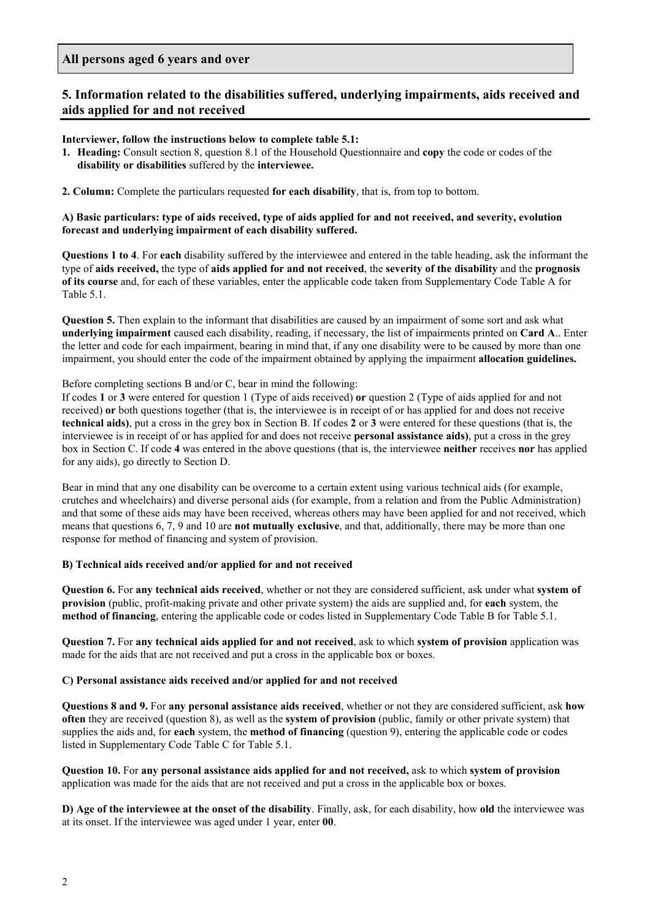**All persons aged 6 years and over**

## 5. Information related to the disabilities suffered, underlying impairments, aids received and aids applied for and not received

**Interviewer, follow the instructions below to complete table 5.1:**

1. **Heading:** Consult section 8, question 8.1 of the Household Questionnaire and **copy** the code or codes of the **disability or disabilities** suffered by the **interviewee.**

**2. Column:** Complete the particulars requested **for each disability**, that is, from top to bottom.

**A) Basic particulars: type of aids received, type of aids applied for and not received, and severity, evolution forecast and underlying impairment of each disability suffered.**

**Questions 1 to 4**. For **each** disability suffered by the interviewee and entered in the table heading, ask the informant the type of **aids received,** the type of **aids applied for and not received**, the **severity of the disability** and the **prognosis of its course** and, for each of these variables, enter the applicable code taken from Supplementary Code Table A for Table 5.1.

**Question 5.** Then explain to the informant that disabilities are caused by an impairment of some sort and ask what **underlying impairment** caused each disability, reading, if necessary, the list of impairments printed on **Card A**.. Enter the letter and code for each impairment, bearing in mind that, if any one disability were to be caused by more than one impairment, you should enter the code of the impairment obtained by applying the impairment **allocation guidelines.**

Before completing sections B and/or C, bear in mind the following:

If codes **1** or **3** were entered for question 1 (Type of aids received) **or** question 2 (Type of aids applied for and not received) **or** both questions together (that is, the interviewee is in receipt of or has applied for and does not receive **technical aids)**, put a cross in the grey box in Section B. If codes **2** or **3** were entered for these questions (that is, the interviewee is in receipt of or has applied for and does not receive **personal assistance aids)**, put a cross in the grey box in Section C. If code **4** was entered in the above questions (that is, the interviewee **neither** receives **nor** has applied for any aids), go directly to Section D.

Bear in mind that any one disability can be overcome to a certain extent using various technical aids (for example, crutches and wheelchairs) and diverse personal aids (for example, from a relation and from the Public Administration) and that some of these aids may have been received, whereas others may have been applied for and not received, which means that questions 6, 7, 9 and 10 are **not mutually exclusive**, and that, additionally, there may be more than one response for method of financing and system of provision.

**B) Technical aids received and/or applied for and not received**

**Question 6.** For **any technical aids received**, whether or not they are considered sufficient, ask under what **system of provision** (public, profit-making private and other private system) the aids are supplied and, for **each** system, the **method of financing**, entering the applicable code or codes listed in Supplementary Code Table B for Table 5.1.

**Question 7.** For **any technical aids applied for and not received**, ask to which **system of provision** application was made for the aids that are not received and put a cross in the applicable box or boxes.

**C) Personal assistance aids received and/or applied for and not received**

**Questions 8 and 9.** For **any personal assistance aids received**, whether or not they are considered sufficient, ask **how often** they are received (question 8), as well as the **system of provision** (public, family or other private system) that supplies the aids and, for **each** system, the **method of financing** (question 9), entering the applicable code or codes listed in Supplementary Code Table C for Table 5.1.

**Question 10.** For **any personal assistance aids applied for and not received,** ask to which **system of provision** application was made for the aids that are not received and put a cross in the applicable box or boxes.

**D) Age of the interviewee at the onset of the disability**. Finally, ask, for each disability, how **old** the interviewee was at its onset. If the interviewee was aged under 1 year, enter **00**.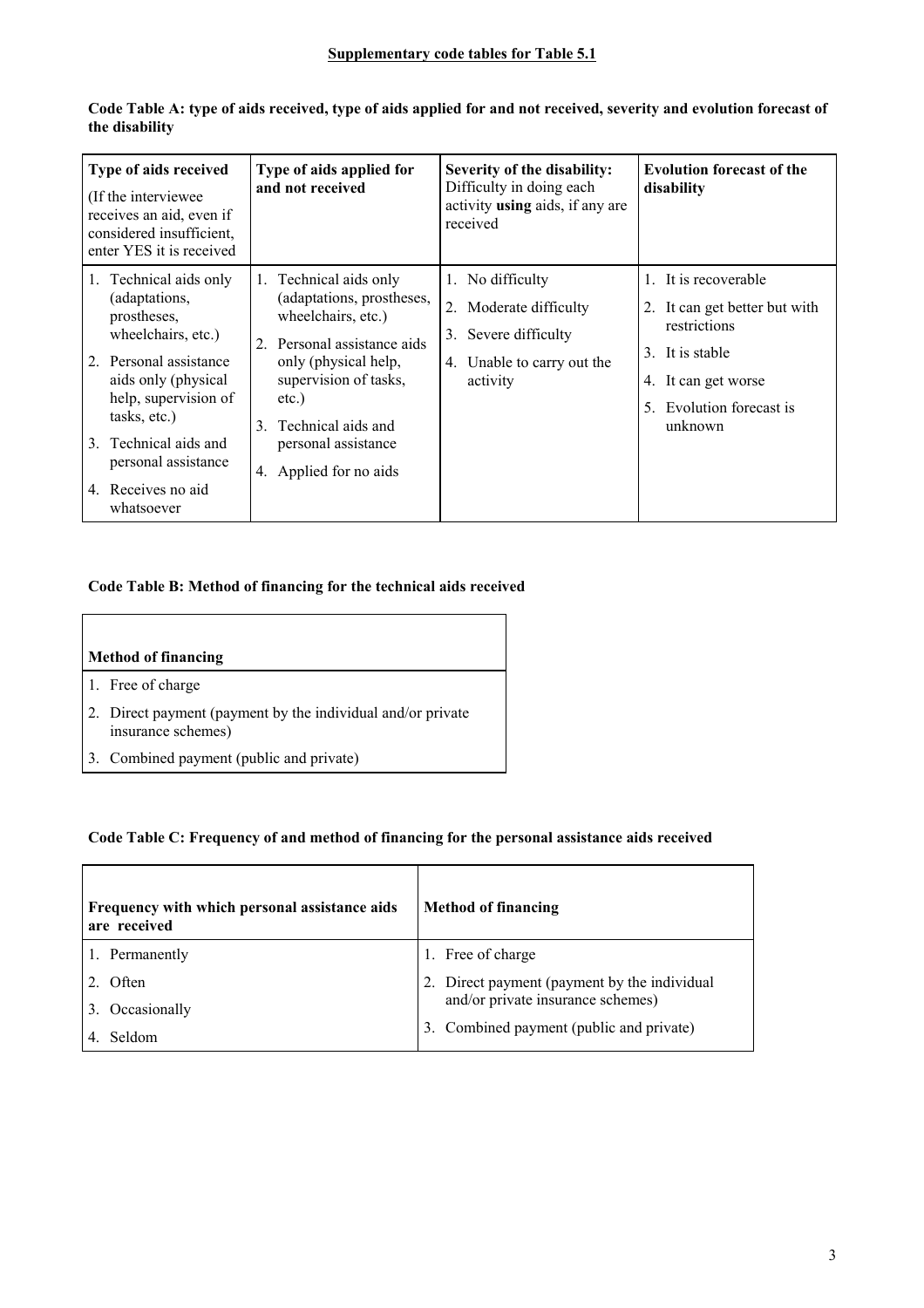**Supplementary code tables for Table 5.1**

**Code Table A: type of aids received, type of aids applied for and not received, severity and evolution forecast of the disability**

| **Type of aids received** (If the interviewee receives an aid, even if considered insufficient, enter YES it is received | **Type of aids applied for and not received** | **Severity of the disability:** Difficulty in doing each activity **using** aids, if any are received | **Evolution forecast of the disability** |
|---|---|---|---|
| 1. Technical aids only (adaptations, prostheses, wheelchairs, etc.) | 1. Technical aids only (adaptations, prostheses, wheelchairs, etc.) | 1. No difficulty | 1. It is recoverable |
| 2. Personal assistance aids only (physical help, supervision of tasks, etc.) | 2. Personal assistance aids only (physical help, supervision of tasks, etc.) | 2. Moderate difficulty | 2. It can get better but with restrictions |
| 3. Technical aids and personal assistance | 3. Technical aids and personal assistance | 3. Severe difficulty | 3. It is stable |
| 4. Receives no aid whatsoever | 4. Applied for no aids | 4. Unable to carry out the activity | 4. It can get worse |
| | | | 5. Evolution forecast is unknown |

**Code Table B: Method of financing for the technical aids received**

| **Method of financing** |
|---|
| 1. Free of charge |
| 2. Direct payment (payment by the individual and/or private insurance schemes) |
| 3. Combined payment (public and private) |

**Code Table C: Frequency of and method of financing for the personal assistance aids received**

| **Frequency with which personal assistance aids are received** | **Method of financing** |
|---|---|
| 1. Permanently | 1. Free of charge |
| 2. Often | 2. Direct payment (payment by the individual and/or private insurance schemes) |
| 3. Occasionally | 3. Combined payment (public and private) |
| 4. Seldom | |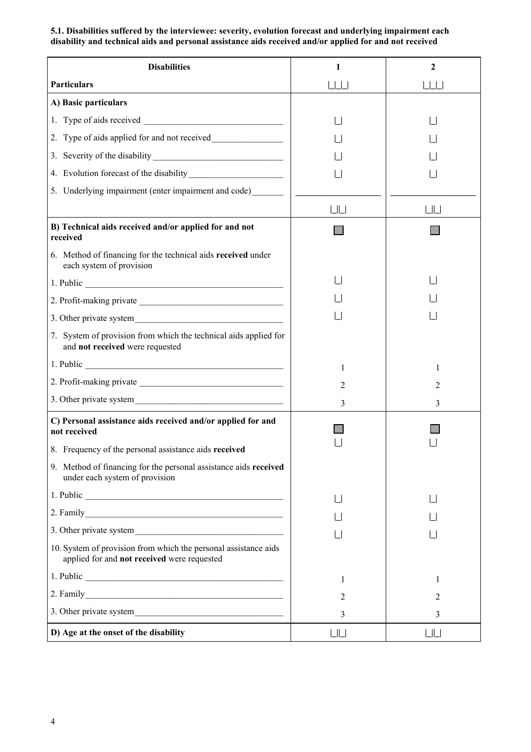**5.1. Disabilities suffered by the interviewee: severity, evolution forecast and underlying impairment each disability and technical aids and personal assistance aids received and/or applied for and not received**

| Disabilities | 1 | 2 |
|---|---|---|
| **Particulars** | \|\_\|\_\|\_\| | \|\_\|\_\|\_\| |
| **A) Basic particulars** | | |
| 1. Type of aids received \_\_\_\_\_\_\_\_\_\_\_\_\_\_\_\_\_\_\_\_\_\_\_\_\_\_\_\_\_\_ | \|\_\| | \|\_\| |
| 2. Type of aids applied for and not received\_\_\_\_\_\_\_\_\_\_\_\_\_\_\_\_ | \|\_\| | \|\_\| |
| 3. Severity of the disability \_\_\_\_\_\_\_\_\_\_\_\_\_\_\_\_\_\_\_\_\_\_\_\_\_\_\_\_\_ | \|\_\| | \|\_\| |
| 4. Evolution forecast of the disability \_\_\_\_\_\_\_\_\_\_\_\_\_\_\_\_\_\_\_\_\_ | \|\_\| | \|\_\| |
| 5. Underlying impairment (enter impairment and code)\_\_\_\_\_\_\_ | \_\_\_\_\_\_\_\_\_\_\_\_\_\_\_\_\_\_ | \_\_\_\_\_\_\_\_\_\_\_\_\_\_\_\_\_\_ |
| | \|\_\|\|\_\| | \|\_\|\|\_\| |
| **B) Technical aids received and/or applied for and not received** | ☐ | ☐ |
| 6. Method of financing for the technical aids **received** under each system of provision | | |
| 1. Public \_\_\_\_\_\_\_\_\_\_\_\_\_\_\_\_\_\_\_\_\_\_\_\_\_\_\_\_\_\_\_\_\_\_\_\_\_\_\_\_\_\_\_\_ | \|\_\| | \|\_\| |
| 2. Profit-making private \_\_\_\_\_\_\_\_\_\_\_\_\_\_\_\_\_\_\_\_\_\_\_\_\_\_\_\_\_\_\_\_ | \|\_\| | \|\_\| |
| 3. Other private system\_\_\_\_\_\_\_\_\_\_\_\_\_\_\_\_\_\_\_\_\_\_\_\_\_\_\_\_\_\_\_\_\_ | \|\_\| | \|\_\| |
| 7. System of provision from which the technical aids applied for and **not received** were requested | | |
| 1. Public \_\_\_\_\_\_\_\_\_\_\_\_\_\_\_\_\_\_\_\_\_\_\_\_\_\_\_\_\_\_\_\_\_\_\_\_\_\_\_\_\_\_\_\_ | 1 | 1 |
| 2. Profit-making private \_\_\_\_\_\_\_\_\_\_\_\_\_\_\_\_\_\_\_\_\_\_\_\_\_\_\_\_\_\_\_\_ | 2 | 2 |
| 3. Other private system\_\_\_\_\_\_\_\_\_\_\_\_\_\_\_\_\_\_\_\_\_\_\_\_\_\_\_\_\_\_\_\_\_ | 3 | 3 |
| **C) Personal assistance aids received and/or applied for and not received** | ☐ | ☐ |
| 8. Frequency of the personal assistance aids **received** | \|\_\| | \|\_\| |
| 9. Method of financing for the personal assistance aids **received** under each system of provision | | |
| 1. Public \_\_\_\_\_\_\_\_\_\_\_\_\_\_\_\_\_\_\_\_\_\_\_\_\_\_\_\_\_\_\_\_\_\_\_\_\_\_\_\_\_\_\_\_ | \|\_\| | \|\_\| |
| 2. Family\_\_\_\_\_\_\_\_\_\_\_\_\_\_\_\_\_\_\_\_\_\_\_\_\_\_\_\_\_\_\_\_\_\_\_\_\_\_\_\_\_\_\_\_\_ | \|\_\| | \|\_\| |
| 3. Other private system\_\_\_\_\_\_\_\_\_\_\_\_\_\_\_\_\_\_\_\_\_\_\_\_\_\_\_\_\_\_\_\_\_ | \|\_\| | \|\_\| |
| 10. System of provision from which the personal assistance aids applied for and **not received** were requested | | |
| 1. Public \_\_\_\_\_\_\_\_\_\_\_\_\_\_\_\_\_\_\_\_\_\_\_\_\_\_\_\_\_\_\_\_\_\_\_\_\_\_\_\_\_\_\_\_ | 1 | 1 |
| 2. Family\_\_\_\_\_\_\_\_\_\_\_\_\_\_\_\_\_\_\_\_\_\_\_\_\_\_\_\_\_\_\_\_\_\_\_\_\_\_\_\_\_\_\_\_\_ | 2 | 2 |
| 3. Other private system\_\_\_\_\_\_\_\_\_\_\_\_\_\_\_\_\_\_\_\_\_\_\_\_\_\_\_\_\_\_\_\_\_ | 3 | 3 |
| **D) Age at the onset of the disability** | \|\_\|\|\_\| | \|\_\|\|\_\| |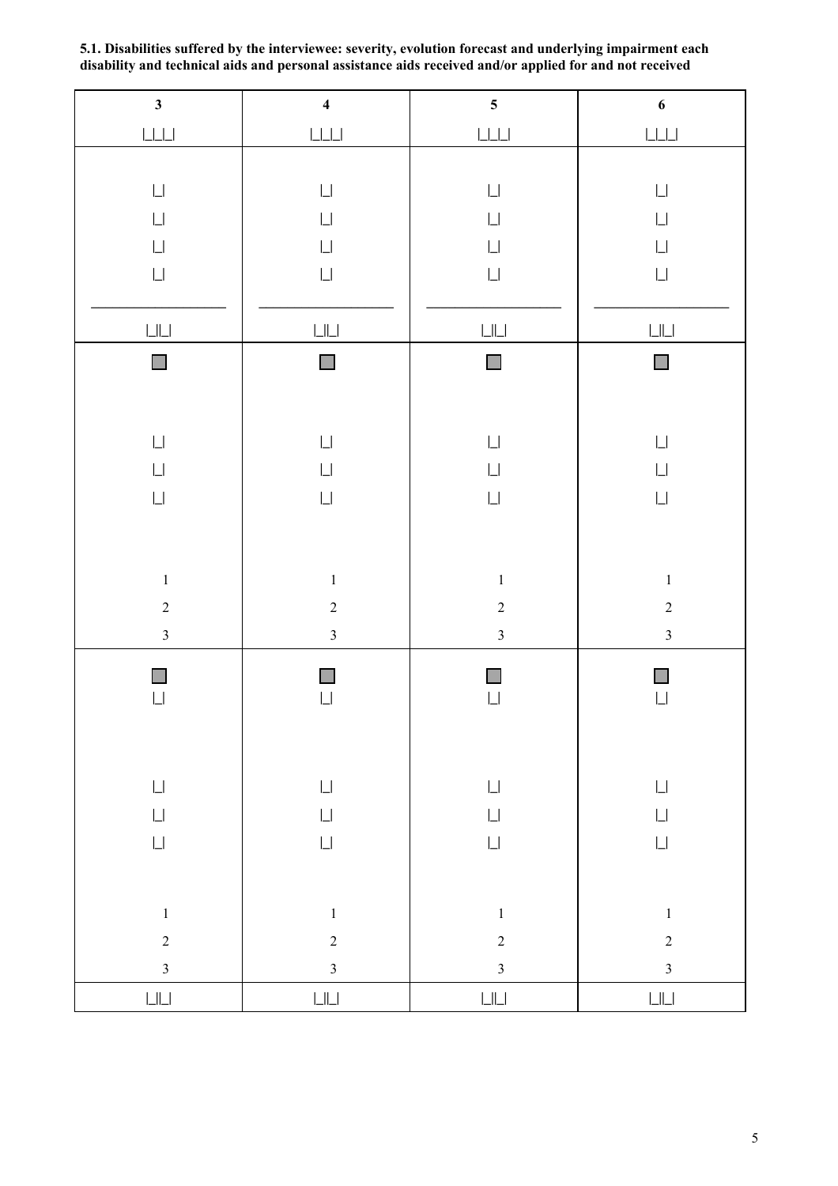**5.1. Disabilities suffered by the interviewee: severity, evolution forecast and underlying impairment each disability and technical aids and personal assistance aids received and/or applied for and not received**

| 3 | 4 | 5 | 6 |
|---|---|---|---|
| \|\_\|\_\|\_\| | \|\_\|\_\|\_\| | \|\_\|\_\|\_\| | \|\_\|\_\|\_\| |
| \|\_\| | \|\_\| | \|\_\| | \|\_\| |
| \|\_\| | \|\_\| | \|\_\| | \|\_\| |
| \|\_\| | \|\_\| | \|\_\| | \|\_\| |
| \|\_\| | \|\_\| | \|\_\| | \|\_\| |
| \_\_\_\_\_\_\_\_\_\_\_\_\_\_\_\_\_\_ | \_\_\_\_\_\_\_\_\_\_\_\_\_\_\_\_\_\_ | \_\_\_\_\_\_\_\_\_\_\_\_\_\_\_\_\_\_ | \_\_\_\_\_\_\_\_\_\_\_\_\_\_\_\_\_\_ |
| \|\_\|\|\_\| | \|\_\|\|\_\| | \|\_\|\|\_\| | \|\_\|\|\_\| |
| ■ | ■ | ■ | ■ |
| \|\_\| | \|\_\| | \|\_\| | \|\_\| |
| \|\_\| | \|\_\| | \|\_\| | \|\_\| |
| \|\_\| | \|\_\| | \|\_\| | \|\_\| |
| 1 | 1 | 1 | 1 |
| 2 | 2 | 2 | 2 |
| 3 | 3 | 3 | 3 |
| ■ | ■ | ■ | ■ |
| \|\_\| | \|\_\| | \|\_\| | \|\_\| |
| \|\_\| | \|\_\| | \|\_\| | \|\_\| |
| \|\_\| | \|\_\| | \|\_\| | \|\_\| |
| \|\_\| | \|\_\| | \|\_\| | \|\_\| |
| 1 | 1 | 1 | 1 |
| 2 | 2 | 2 | 2 |
| 3 | 3 | 3 | 3 |
| \|\_\|\|\_\| | \|\_\|\|\_\| | \|\_\|\|\_\| | \|\_\|\|\_\| |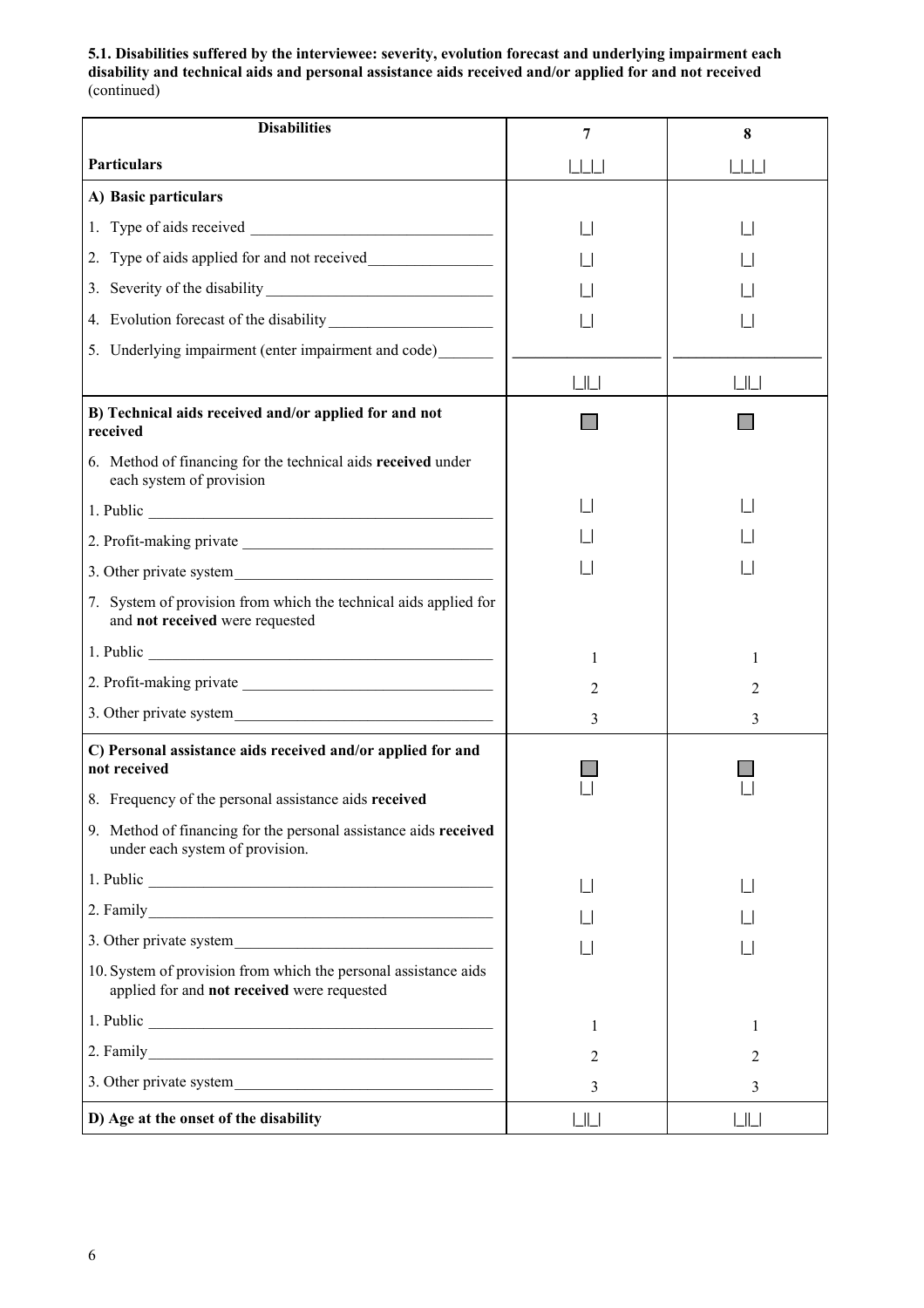**5.1. Disabilities suffered by the interviewee: severity, evolution forecast and underlying impairment each disability and technical aids and personal assistance aids received and/or applied for and not received** (continued)

| Disabilities | 7 | 8 |
|---|---|---|
| **Particulars** | \|_\|_\|_\| | \|_\|_\|_\| |
| **A) Basic particulars** | | |
| 1. Type of aids received | \|_\| | \|_\| |
| 2. Type of aids applied for and not received | \|_\| | \|_\| |
| 3. Severity of the disability | \|_\| | \|_\| |
| 4. Evolution forecast of the disability | \|_\| | \|_\| |
| 5. Underlying impairment (enter impairment and code) | ____________ | ____________ |
| | \|_\|\|_\| | \|_\|\|_\| |
| **B) Technical aids received and/or applied for and not received** | ☐ | ☐ |
| 6. Method of financing for the technical aids **received** under each system of provision | | |
| 1. Public | \|_\| | \|_\| |
| 2. Profit-making private | \|_\| | \|_\| |
| 3. Other private system | \|_\| | \|_\| |
| 7. System of provision from which the technical aids applied for and **not received** were requested | | |
| 1. Public | 1 | 1 |
| 2. Profit-making private | 2 | 2 |
| 3. Other private system | 3 | 3 |
| **C) Personal assistance aids received and/or applied for and not received** | ☐ | ☐ |
| 8. Frequency of the personal assistance aids **received** | \|_\| | \|_\| |
| 9. Method of financing for the personal assistance aids **received** under each system of provision. | | |
| 1. Public | \|_\| | \|_\| |
| 2. Family | \|_\| | \|_\| |
| 3. Other private system | \|_\| | \|_\| |
| 10. System of provision from which the personal assistance aids applied for and **not received** were requested | | |
| 1. Public | 1 | 1 |
| 2. Family | 2 | 2 |
| 3. Other private system | 3 | 3 |
| **D) Age at the onset of the disability** | \|_\|\|_\| | \|_\|\|_\| |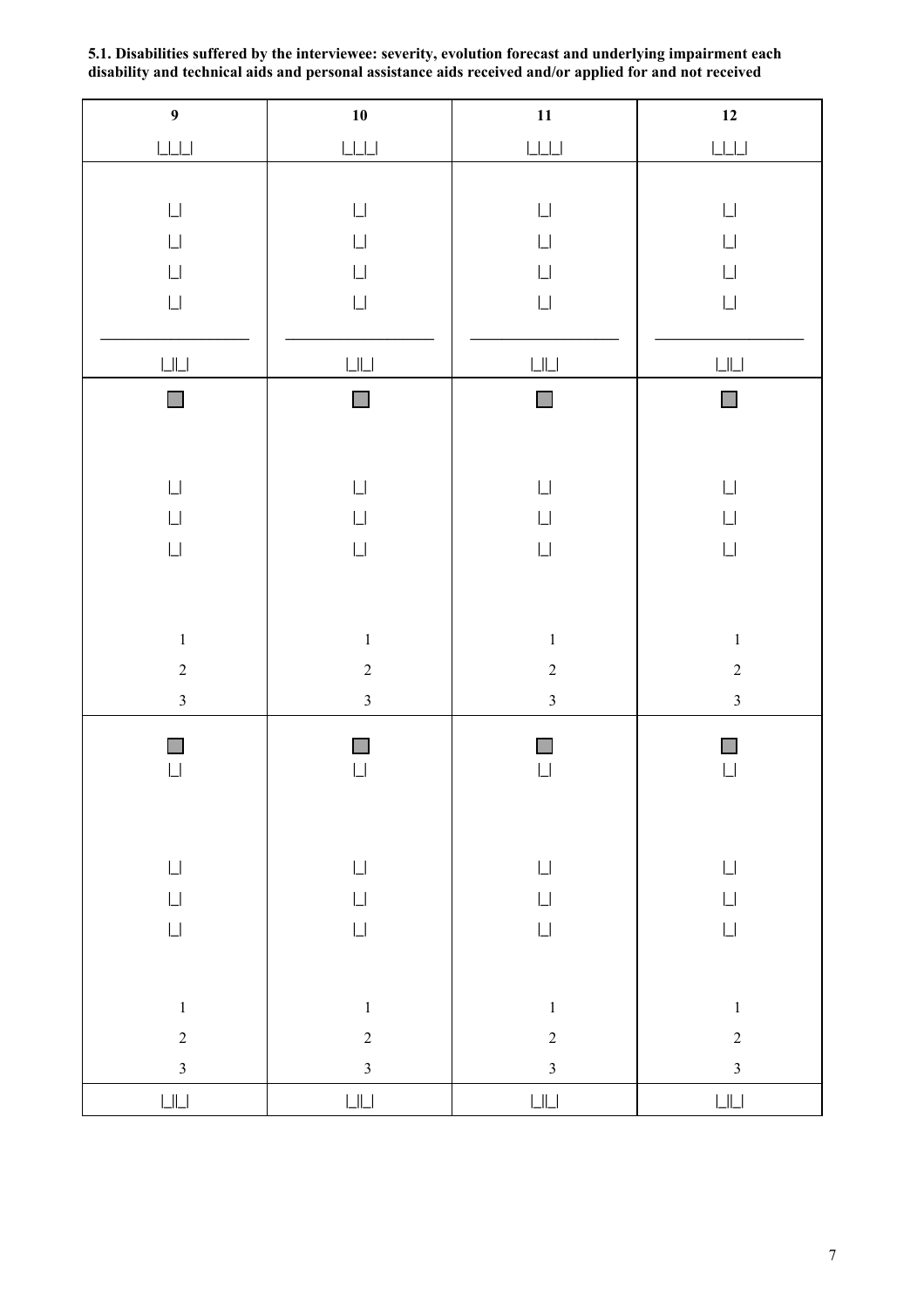**5.1. Disabilities suffered by the interviewee: severity, evolution forecast and underlying impairment each disability and technical aids and personal assistance aids received and/or applied for and not received**

| 9 | 10 | 11 | 12 |
|---|---|---|---|
| &#124;_&#124;_&#124;_&#124; | &#124;_&#124;_&#124;_&#124; | &#124;_&#124;_&#124;_&#124; | &#124;_&#124;_&#124;_&#124; |
| &#124;_&#124; | &#124;_&#124; | &#124;_&#124; | &#124;_&#124; |
| &#124;_&#124; | &#124;_&#124; | &#124;_&#124; | &#124;_&#124; |
| &#124;_&#124; | &#124;_&#124; | &#124;_&#124; | &#124;_&#124; |
| &#124;_&#124; | &#124;_&#124; | &#124;_&#124; | &#124;_&#124; |
| ___________________ | ___________________ | ___________________ | ___________________ |
| &#124;_&#124;&#124;_&#124; | &#124;_&#124;&#124;_&#124; | &#124;_&#124;&#124;_&#124; | &#124;_&#124;&#124;_&#124; |
| ■ | ■ | ■ | ■ |
| &#124;_&#124; | &#124;_&#124; | &#124;_&#124; | &#124;_&#124; |
| &#124;_&#124; | &#124;_&#124; | &#124;_&#124; | &#124;_&#124; |
| &#124;_&#124; | &#124;_&#124; | &#124;_&#124; | &#124;_&#124; |
| 1 | 1 | 1 | 1 |
| 2 | 2 | 2 | 2 |
| 3 | 3 | 3 | 3 |
| ■ | ■ | ■ | ■ |
| &#124;_&#124; | &#124;_&#124; | &#124;_&#124; | &#124;_&#124; |
| &#124;_&#124; | &#124;_&#124; | &#124;_&#124; | &#124;_&#124; |
| &#124;_&#124; | &#124;_&#124; | &#124;_&#124; | &#124;_&#124; |
| &#124;_&#124; | &#124;_&#124; | &#124;_&#124; | &#124;_&#124; |
| 1 | 1 | 1 | 1 |
| 2 | 2 | 2 | 2 |
| 3 | 3 | 3 | 3 |
| &#124;_&#124;&#124;_&#124; | &#124;_&#124;&#124;_&#124; | &#124;_&#124;&#124;_&#124; | &#124;_&#124;&#124;_&#124; |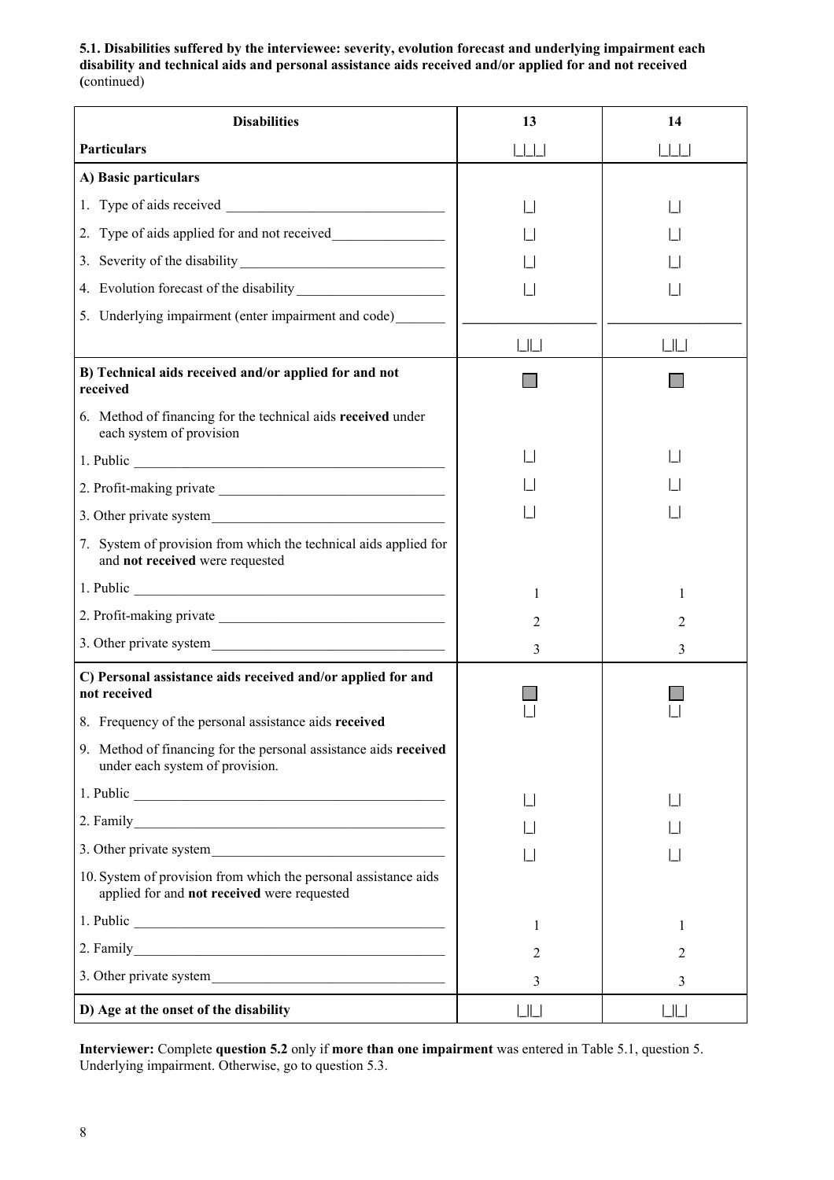**5.1. Disabilities suffered by the interviewee: severity, evolution forecast and underlying impairment each disability and technical aids and personal assistance aids received and/or applied for and not received (**continued)

| **Disabilities** | **13** | **14** |
|---|---|---|
| **Particulars** | \|\_\|\_\|\_\| | \|\_\|\_\|\_\| |
| **A) Basic particulars** | | |
| 1. Type of aids received | \|\_\| | \|\_\| |
| 2. Type of aids applied for and not received | \|\_\| | \|\_\| |
| 3. Severity of the disability | \|\_\| | \|\_\| |
| 4. Evolution forecast of the disability | \|\_\| | \|\_\| |
| 5. Underlying impairment (enter impairment and code) | \_\_\_\_\_\_\_\_\_\_\_\_ | \_\_\_\_\_\_\_\_\_\_\_\_ |
| | \|\_\|\|\_\| | \|\_\|\|\_\| |
| **B) Technical aids received and/or applied for and not received** | ■ | ■ |
| 6. Method of financing for the technical aids **received** under each system of provision | | |
| 1. Public | \|\_\| | \|\_\| |
| 2. Profit-making private | \|\_\| | \|\_\| |
| 3. Other private system | \|\_\| | \|\_\| |
| 7. System of provision from which the technical aids applied for and **not received** were requested | | |
| 1. Public | 1 | 1 |
| 2. Profit-making private | 2 | 2 |
| 3. Other private system | 3 | 3 |
| **C) Personal assistance aids received and/or applied for and not received** | ■ | ■ |
| 8. Frequency of the personal assistance aids **received** | \|\_\| | \|\_\| |
| 9. Method of financing for the personal assistance aids **received** under each system of provision. | | |
| 1. Public | \|\_\| | \|\_\| |
| 2. Family | \|\_\| | \|\_\| |
| 3. Other private system | \|\_\| | \|\_\| |
| 10. System of provision from which the personal assistance aids applied for and **not received** were requested | | |
| 1. Public | 1 | 1 |
| 2. Family | 2 | 2 |
| 3. Other private system | 3 | 3 |
| **D) Age at the onset of the disability** | \|\_\|\|\_\| | \|\_\|\|\_\| |

**Interviewer:** Complete **question 5.2** only if **more than one impairment** was entered in Table 5.1, question 5. Underlying impairment. Otherwise, go to question 5.3.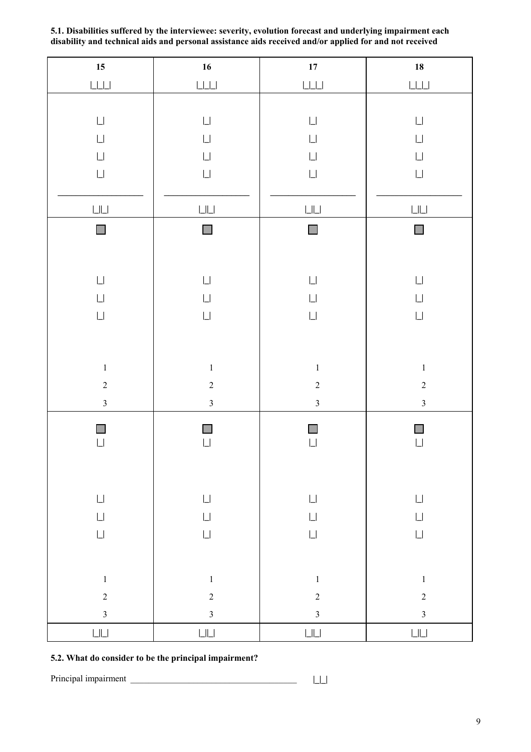**5.1. Disabilities suffered by the interviewee: severity, evolution forecast and underlying impairment each disability and technical aids and personal assistance aids received and/or applied for and not received**

| 15 | 16 | 17 | 18 |
|---|---|---|---|
| \|_\|_\|_\| | \|_\|_\|_\| | \|_\|_\|_\| | \|_\|_\|_\| |
| \|_\| | \|_\| | \|_\| | \|_\| |
| \|_\| | \|_\| | \|_\| | \|_\| |
| \|_\| | \|_\| | \|_\| | \|_\| |
| \|_\| | \|_\| | \|_\| | \|_\| |
| ___________________ | ___________________ | ___________________ | ___________________ |
| \|_\|\|_\| | \|_\|\|_\| | \|_\|\|_\| | \|_\|\|_\| |
| ☐ | ☐ | ☐ | ☐ |
| \|_\| | \|_\| | \|_\| | \|_\| |
| \|_\| | \|_\| | \|_\| | \|_\| |
| \|_\| | \|_\| | \|_\| | \|_\| |
| 1 | 1 | 1 | 1 |
| 2 | 2 | 2 | 2 |
| 3 | 3 | 3 | 3 |
| ☐ | ☐ | ☐ | ☐ |
| \|_\| | \|_\| | \|_\| | \|_\| |
| \|_\| | \|_\| | \|_\| | \|_\| |
| \|_\| | \|_\| | \|_\| | \|_\| |
| \|_\| | \|_\| | \|_\| | \|_\| |
| 1 | 1 | 1 | 1 |
| 2 | 2 | 2 | 2 |
| 3 | 3 | 3 | 3 |
| \|_\|\|_\| | \|_\|\|_\| | \|_\|\|_\| | \|_\|\|_\| |

**5.2. What do consider to be the principal impairment?**

Principal impairment _____________________________________ |_|_|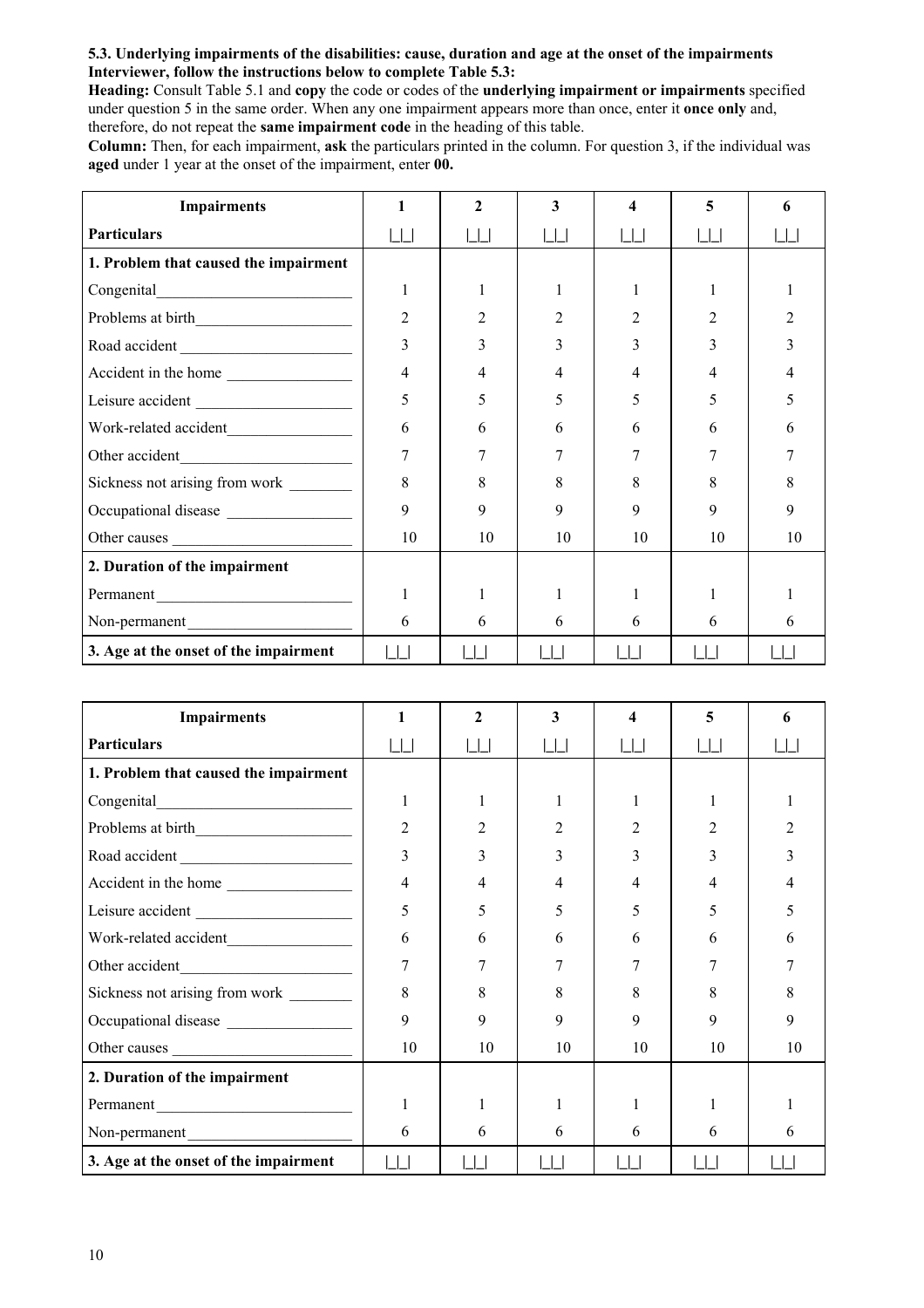**5.3. Underlying impairments of the disabilities: cause, duration and age at the onset of the impairments**
**Interviewer, follow the instructions below to complete Table 5.3:**
**Heading:** Consult Table 5.1 and **copy** the code or codes of the **underlying impairment or impairments** specified under question 5 in the same order. When any one impairment appears more than once, enter it **once only** and, therefore, do not repeat the **same impairment code** in the heading of this table.
**Column:** Then, for each impairment, **ask** the particulars printed in the column. For question 3, if the individual was **aged** under 1 year at the onset of the impairment, enter **00.**

| **Impairments** | **1** | **2** | **3** | **4** | **5** | **6** |
|---|---|---|---|---|---|---|
| **Particulars** | \|_\|_\| | \|_\|_\| | \|_\|_\| | \|_\|_\| | \|_\|_\| | \|_\|_\| |
| **1. Problem that caused the impairment** | | | | | | |
| Congenital | 1 | 1 | 1 | 1 | 1 | 1 |
| Problems at birth | 2 | 2 | 2 | 2 | 2 | 2 |
| Road accident | 3 | 3 | 3 | 3 | 3 | 3 |
| Accident in the home | 4 | 4 | 4 | 4 | 4 | 4 |
| Leisure accident | 5 | 5 | 5 | 5 | 5 | 5 |
| Work-related accident | 6 | 6 | 6 | 6 | 6 | 6 |
| Other accident | 7 | 7 | 7 | 7 | 7 | 7 |
| Sickness not arising from work | 8 | 8 | 8 | 8 | 8 | 8 |
| Occupational disease | 9 | 9 | 9 | 9 | 9 | 9 |
| Other causes | 10 | 10 | 10 | 10 | 10 | 10 |
| **2. Duration of the impairment** | | | | | | |
| Permanent | 1 | 1 | 1 | 1 | 1 | 1 |
| Non-permanent | 6 | 6 | 6 | 6 | 6 | 6 |
| **3. Age at the onset of the impairment** | \|_\|_\| | \|_\|_\| | \|_\|_\| | \|_\|_\| | \|_\|_\| | \|_\|_\| |

| **Impairments** | **1** | **2** | **3** | **4** | **5** | **6** |
|---|---|---|---|---|---|---|
| **Particulars** | \|_\|_\| | \|_\|_\| | \|_\|_\| | \|_\|_\| | \|_\|_\| | \|_\|_\| |
| **1. Problem that caused the impairment** | | | | | | |
| Congenital | 1 | 1 | 1 | 1 | 1 | 1 |
| Problems at birth | 2 | 2 | 2 | 2 | 2 | 2 |
| Road accident | 3 | 3 | 3 | 3 | 3 | 3 |
| Accident in the home | 4 | 4 | 4 | 4 | 4 | 4 |
| Leisure accident | 5 | 5 | 5 | 5 | 5 | 5 |
| Work-related accident | 6 | 6 | 6 | 6 | 6 | 6 |
| Other accident | 7 | 7 | 7 | 7 | 7 | 7 |
| Sickness not arising from work | 8 | 8 | 8 | 8 | 8 | 8 |
| Occupational disease | 9 | 9 | 9 | 9 | 9 | 9 |
| Other causes | 10 | 10 | 10 | 10 | 10 | 10 |
| **2. Duration of the impairment** | | | | | | |
| Permanent | 1 | 1 | 1 | 1 | 1 | 1 |
| Non-permanent | 6 | 6 | 6 | 6 | 6 | 6 |
| **3. Age at the onset of the impairment** | \|_\|_\| | \|_\|_\| | \|_\|_\| | \|_\|_\| | \|_\|_\| | \|_\|_\| |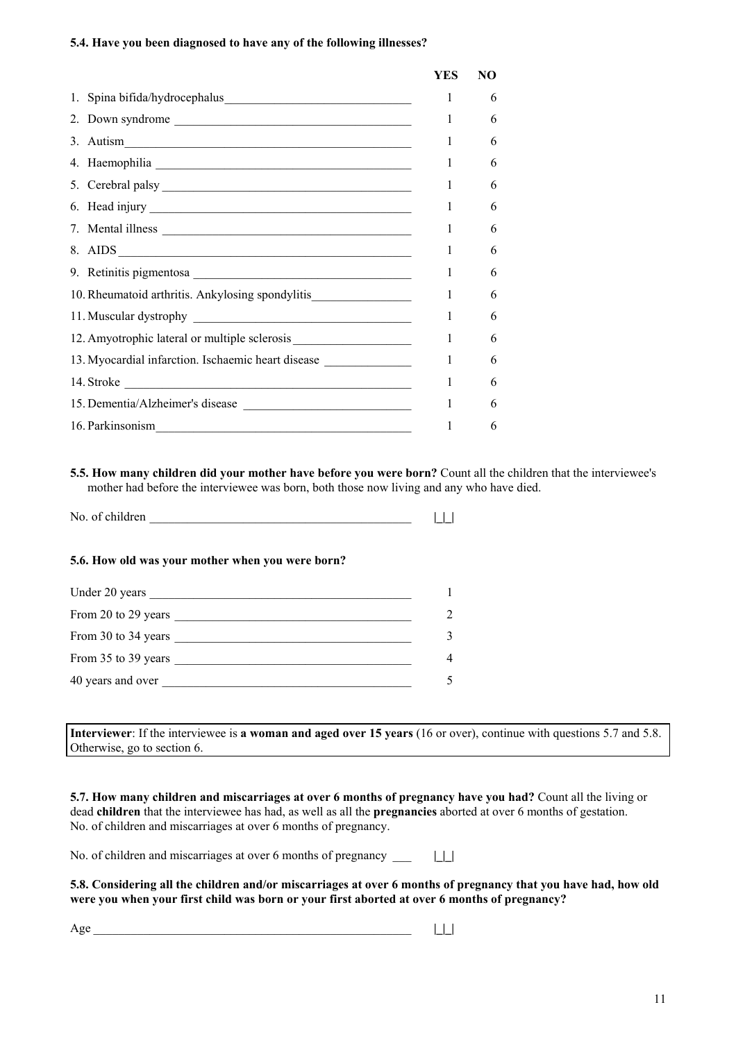**5.4. Have you been diagnosed to have any of the following illnesses?**

| | YES | NO |
|---|---|---|
| 1. Spina bifida/hydrocephalus | 1 | 6 |
| 2. Down syndrome | 1 | 6 |
| 3. Autism | 1 | 6 |
| 4. Haemophilia | 1 | 6 |
| 5. Cerebral palsy | 1 | 6 |
| 6. Head injury | 1 | 6 |
| 7. Mental illness | 1 | 6 |
| 8. AIDS | 1 | 6 |
| 9. Retinitis pigmentosa | 1 | 6 |
| 10. Rheumatoid arthritis. Ankylosing spondylitis | 1 | 6 |
| 11. Muscular dystrophy | 1 | 6 |
| 12. Amyotrophic lateral or multiple sclerosis | 1 | 6 |
| 13. Myocardial infarction. Ischaemic heart disease | 1 | 6 |
| 14. Stroke | 1 | 6 |
| 15. Dementia/Alzheimer's disease | 1 | 6 |
| 16. Parkinsonism | 1 | 6 |

**5.5. How many children did your mother have before you were born?** Count all the children that the interviewee's mother had before the interviewee was born, both those now living and any who have died.

No. of children ________ |_|_|

**5.6. How old was your mother when you were born?**

| | |
|---|---|
| Under 20 years | 1 |
| From 20 to 29 years | 2 |
| From 30 to 34 years | 3 |
| From 35 to 39 years | 4 |
| 40 years and over | 5 |

**Interviewer**: If the interviewee is **a woman and aged over 15 years** (16 or over), continue with questions 5.7 and 5.8. Otherwise, go to section 6.

**5.7. How many children and miscarriages at over 6 months of pregnancy have you had?** Count all the living or dead **children** that the interviewee has had, as well as all the **pregnancies** aborted at over 6 months of gestation. No. of children and miscarriages at over 6 months of pregnancy.

No. of children and miscarriages at over 6 months of pregnancy ___ |_|_|

**5.8. Considering all the children and/or miscarriages at over 6 months of pregnancy that you have had, how old were you when your first child was born or your first aborted at over 6 months of pregnancy?**

Age ________ |_|_|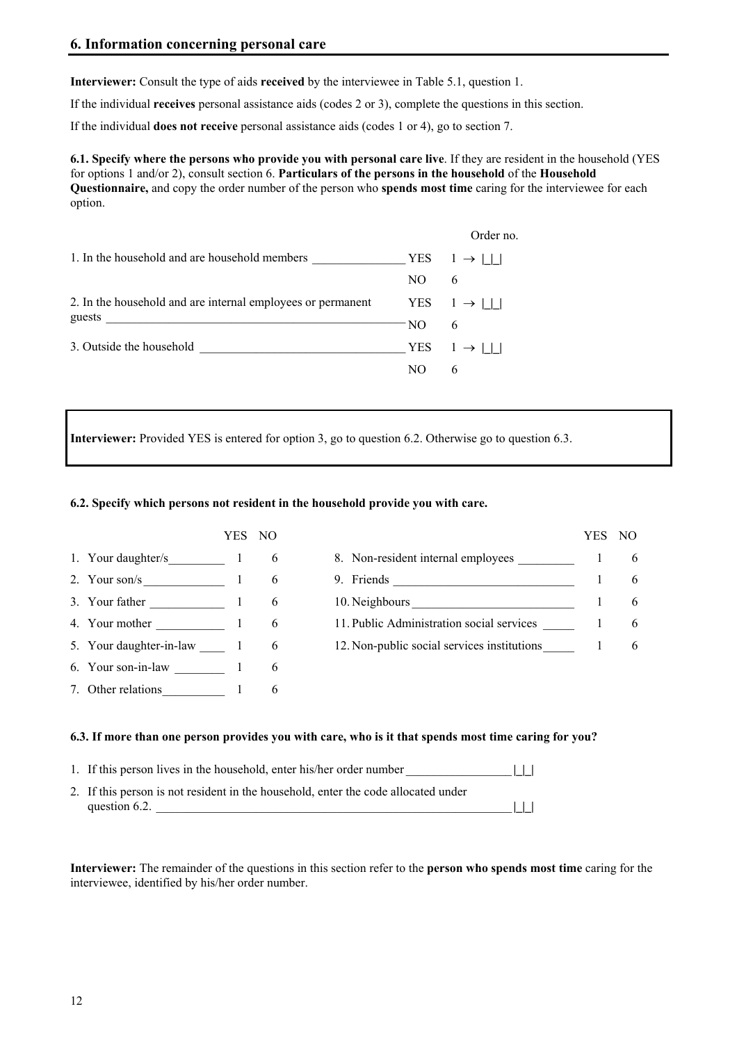## 6. Information concerning personal care

**Interviewer:** Consult the type of aids **received** by the interviewee in Table 5.1, question 1.

If the individual **receives** personal assistance aids (codes 2 or 3), complete the questions in this section.

If the individual **does not receive** personal assistance aids (codes 1 or 4), go to section 7.

**6.1. Specify where the persons who provide you with personal care live**. If they are resident in the household (YES for options 1 and/or 2), consult section 6. **Particulars of the persons in the household** of the **Household Questionnaire,** and copy the order number of the person who **spends most time** caring for the interviewee for each option.

| | | | Order no. |
|---|---|---|---|
| 1. In the household and are household members | YES | 1 → | \|_\|_\| |
| | NO | 6 | |
| 2. In the household and are internal employees or permanent guests | YES | 1 → | \|_\|_\| |
| | NO | 6 | |
| 3. Outside the household | YES | 1 → | \|_\|_\| |
| | NO | 6 | |

**Interviewer:** Provided YES is entered for option 3, go to question 6.2. Otherwise go to question 6.3.

**6.2. Specify which persons not resident in the household provide you with care.**

| | YES | NO |
|---|---|---|
| 1. Your daughter/s | 1 | 6 |
| 2. Your son/s | 1 | 6 |
| 3. Your father | 1 | 6 |
| 4. Your mother | 1 | 6 |
| 5. Your daughter-in-law | 1 | 6 |
| 6. Your son-in-law | 1 | 6 |
| 7. Other relations | 1 | 6 |
| 8. Non-resident internal employees | 1 | 6 |
| 9. Friends | 1 | 6 |
| 10. Neighbours | 1 | 6 |
| 11. Public Administration social services | 1 | 6 |
| 12. Non-public social services institutions | 1 | 6 |

**6.3. If more than one person provides you with care, who is it that spends most time caring for you?**

1. If this person lives in the household, enter his/her order number ________________ |_|_|
2. If this person is not resident in the household, enter the code allocated under question 6.2. ________________ |_|_|

**Interviewer:** The remainder of the questions in this section refer to the **person who spends most time** caring for the interviewee, identified by his/her order number.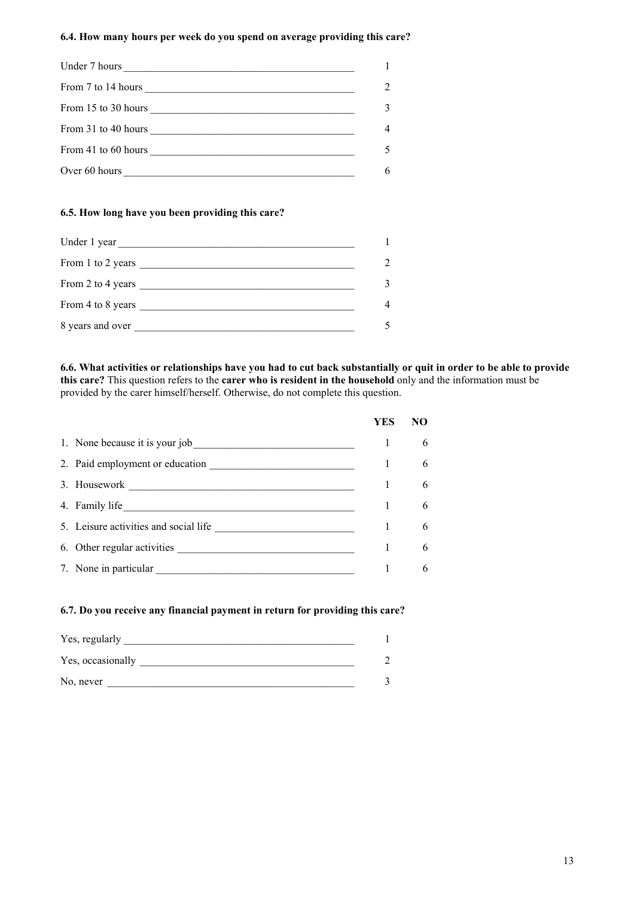**6.4. How many hours per week do you spend on average providing this care?**

| | |
|---|---|
| Under 7 hours | 1 |
| From 7 to 14 hours | 2 |
| From 15 to 30 hours | 3 |
| From 31 to 40 hours | 4 |
| From 41 to 60 hours | 5 |
| Over 60 hours | 6 |

**6.5. How long have you been providing this care?**

| | |
|---|---|
| Under 1 year | 1 |
| From 1 to 2 years | 2 |
| From 2 to 4 years | 3 |
| From 4 to 8 years | 4 |
| 8 years and over | 5 |

**6.6. What activities or relationships have you had to cut back substantially or quit in order to be able to provide this care?** This question refers to the **carer who is resident in the household** only and the information must be provided by the carer himself/herself. Otherwise, do not complete this question.

| | YES | NO |
|---|---|---|
| 1. None because it is your job | 1 | 6 |
| 2. Paid employment or education | 1 | 6 |
| 3. Housework | 1 | 6 |
| 4. Family life | 1 | 6 |
| 5. Leisure activities and social life | 1 | 6 |
| 6. Other regular activities | 1 | 6 |
| 7. None in particular | 1 | 6 |

**6.7. Do you receive any financial payment in return for providing this care?**

| | |
|---|---|
| Yes, regularly | 1 |
| Yes, occasionally | 2 |
| No, never | 3 |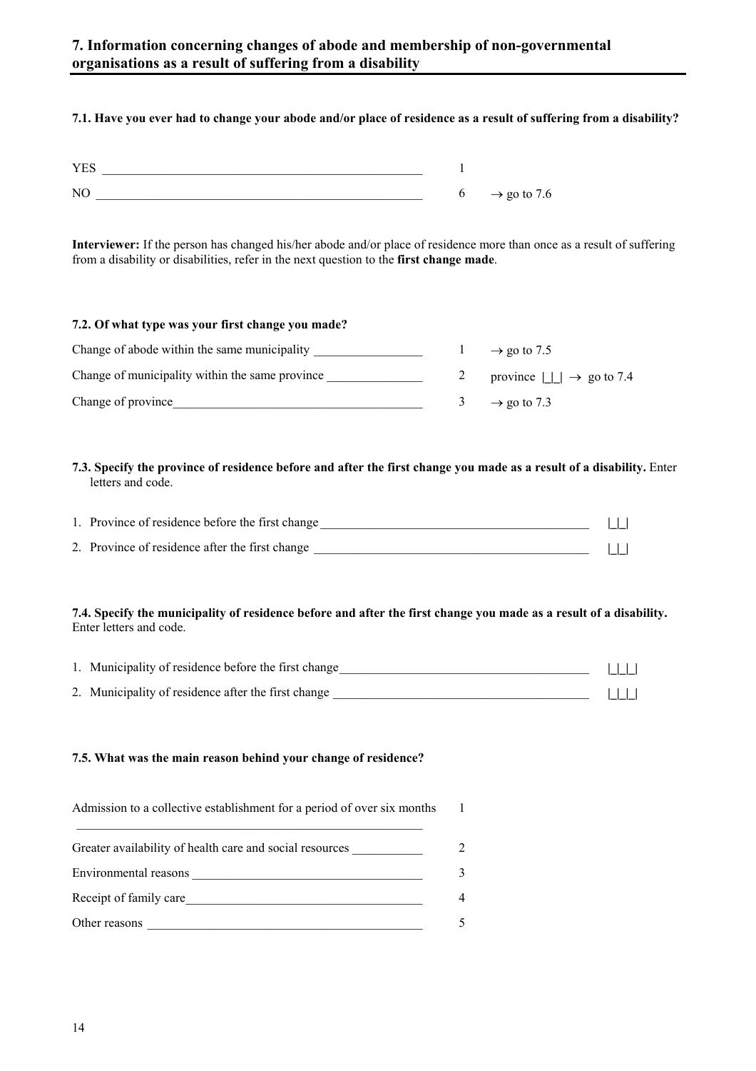## 7. Information concerning changes of abode and membership of non-governmental organisations as a result of suffering from a disability

**7.1. Have you ever had to change your abode and/or place of residence as a result of suffering from a disability?**

| | | |
|---|---|---|
| YES | 1 | |
| NO | 6 | → go to 7.6 |

**Interviewer:** If the person has changed his/her abode and/or place of residence more than once as a result of suffering from a disability or disabilities, refer in the next question to the **first change made**.

**7.2. Of what type was your first change you made?**

| | | |
|---|---|---|
| Change of abode within the same municipality | 1 | → go to 7.5 |
| Change of municipality within the same province | 2 | province \|_\|_\| → go to 7.4 |
| Change of province | 3 | → go to 7.3 |

**7.3. Specify the province of residence before and after the first change you made as a result of a disability.** Enter letters and code.

1. Province of residence before the first change ________ |_|_|
2. Province of residence after the first change ________ |_|_|

**7.4. Specify the municipality of residence before and after the first change you made as a result of a disability.** Enter letters and code.

1. Municipality of residence before the first change ________ |_|_|_|
2. Municipality of residence after the first change ________ |_|_|_|

**7.5. What was the main reason behind your change of residence?**

| | |
|---|---|
| Admission to a collective establishment for a period of over six months | 1 |
| Greater availability of health care and social resources | 2 |
| Environmental reasons | 3 |
| Receipt of family care | 4 |
| Other reasons | 5 |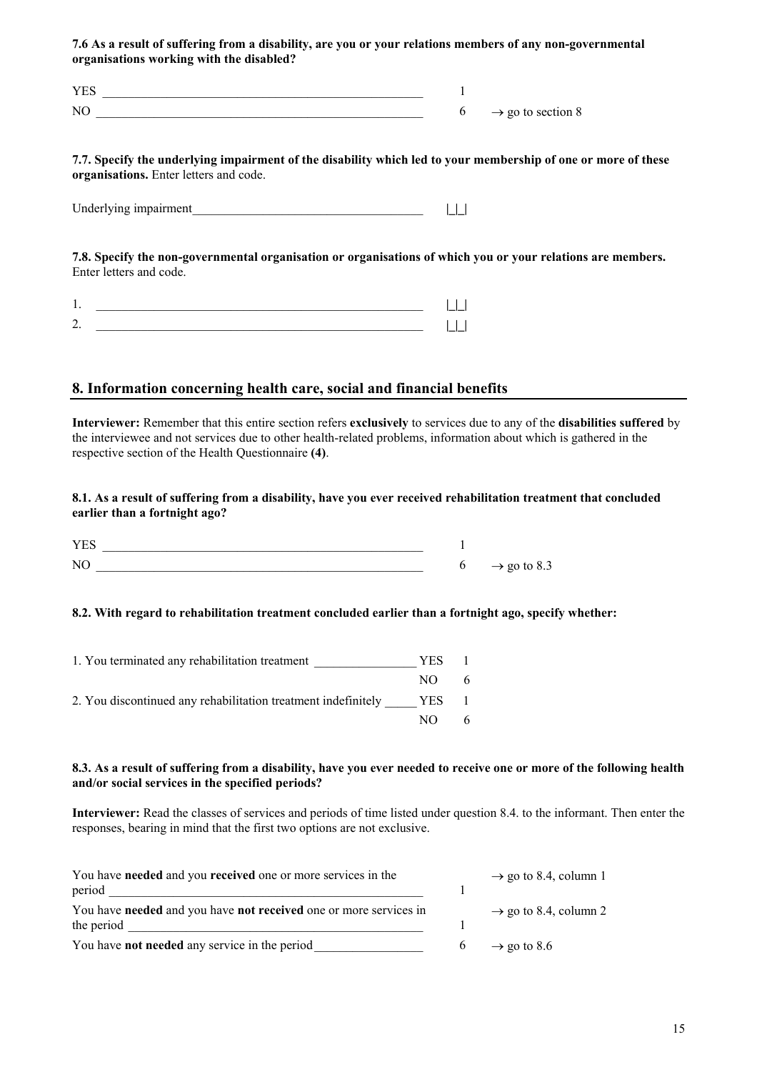**7.6 As a result of suffering from a disability, are you or your relations members of any non-governmental organisations working with the disabled?**

| | | |
|---|---|---|
| YES ____________________ | 1 | |
| NO ____________________ | 6 | → go to section 8 |

**7.7. Specify the underlying impairment of the disability which led to your membership of one or more of these organisations.** Enter letters and code.

Underlying impairment____________________ |_|_|

**7.8. Specify the non-governmental organisation or organisations of which you or your relations are members.** Enter letters and code.

1. ____________________ |_|_|
2. ____________________ |_|_|

## 8. Information concerning health care, social and financial benefits

**Interviewer:** Remember that this entire section refers **exclusively** to services due to any of the **disabilities suffered** by the interviewee and not services due to other health-related problems, information about which is gathered in the respective section of the Health Questionnaire **(4)**.

**8.1. As a result of suffering from a disability, have you ever received rehabilitation treatment that concluded earlier than a fortnight ago?**

| | | |
|---|---|---|
| YES ____________________ | 1 | |
| NO ____________________ | 6 | → go to 8.3 |

**8.2. With regard to rehabilitation treatment concluded earlier than a fortnight ago, specify whether:**

| | | |
|---|---|---|
| 1. You terminated any rehabilitation treatment ________ | YES | 1 |
| | NO | 6 |
| 2. You discontinued any rehabilitation treatment indefinitely _____ | YES | 1 |
| | NO | 6 |

**8.3. As a result of suffering from a disability, have you ever needed to receive one or more of the following health and/or social services in the specified periods?**

**Interviewer:** Read the classes of services and periods of time listed under question 8.4. to the informant. Then enter the responses, bearing in mind that the first two options are not exclusive.

| | | |
|---|---|---|
| You have **needed** and you **received** one or more services in the period ____________________ | 1 | → go to 8.4, column 1 |
| You have **needed** and you have **not received** one or more services in the period ____________________ | 1 | → go to 8.4, column 2 |
| You have **not needed** any service in the period________ | 6 | → go to 8.6 |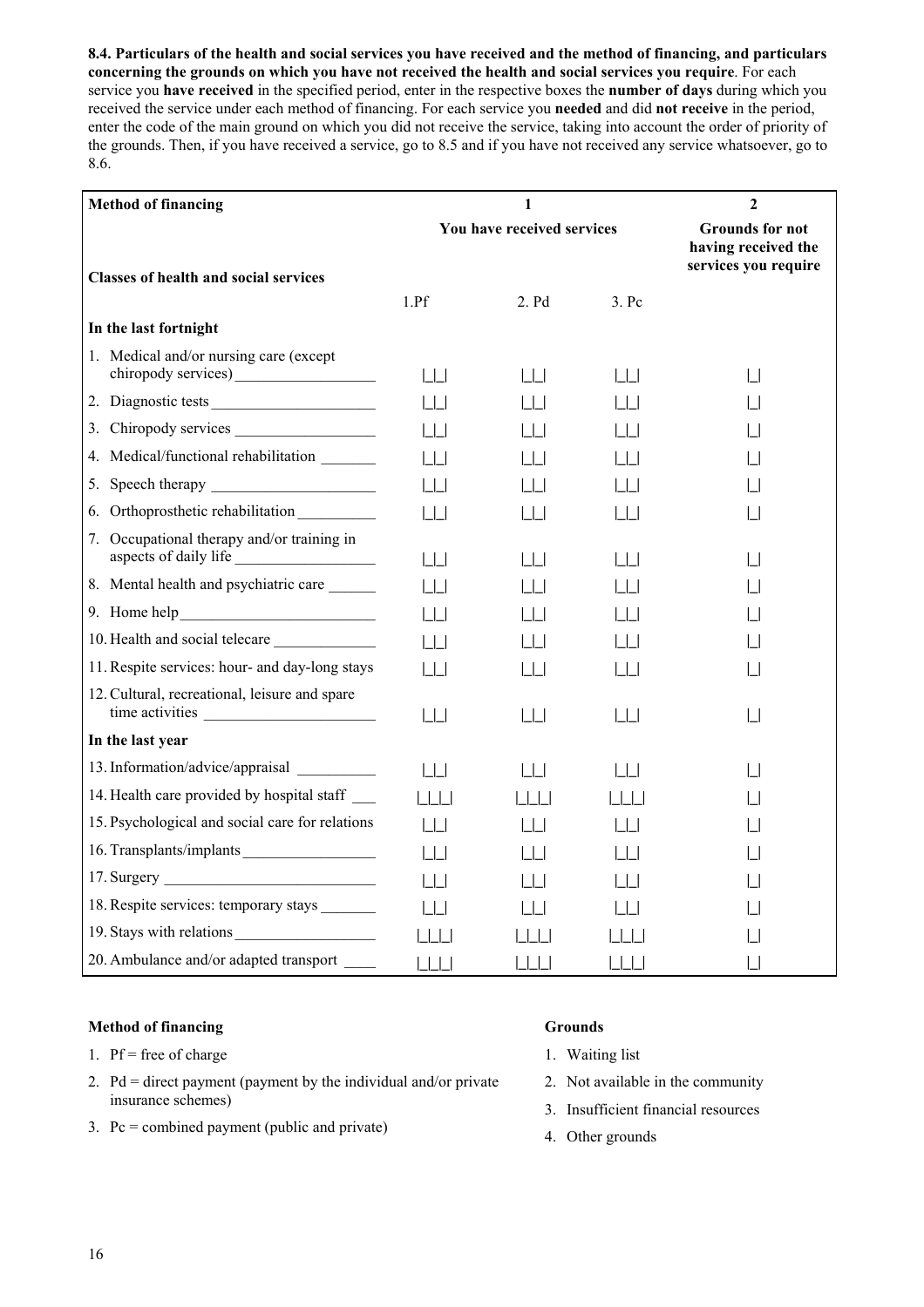**8.4. Particulars of the health and social services you have received and the method of financing, and particulars concerning the grounds on which you have not received the health and social services you require**. For each service you **have received** in the specified period, enter in the respective boxes the **number of days** during which you received the service under each method of financing. For each service you **needed** and did **not receive** in the period, enter the code of the main ground on which you did not receive the service, taking into account the order of priority of the grounds. Then, if you have received a service, go to 8.5 and if you have not received any service whatsoever, go to 8.6.

| Method of financing | 1 | | | 2 |
|---|---|---|---|---|
| | You have received services | | | Grounds for not having received the services you require |
| Classes of health and social services | | | | |
| | 1.Pf | 2. Pd | 3. Pc | |
| **In the last fortnight** | | | | |
| 1. Medical and/or nursing care (except chiropody services) | \|_\|_\| | \|_\|_\| | \|_\|_\| | \|_\| |
| 2. Diagnostic tests | \|_\|_\| | \|_\|_\| | \|_\|_\| | \|_\| |
| 3. Chiropody services | \|_\|_\| | \|_\|_\| | \|_\|_\| | \|_\| |
| 4. Medical/functional rehabilitation | \|_\|_\| | \|_\|_\| | \|_\|_\| | \|_\| |
| 5. Speech therapy | \|_\|_\| | \|_\|_\| | \|_\|_\| | \|_\| |
| 6. Orthoprosthetic rehabilitation | \|_\|_\| | \|_\|_\| | \|_\|_\| | \|_\| |
| 7. Occupational therapy and/or training in aspects of daily life | \|_\|_\| | \|_\|_\| | \|_\|_\| | \|_\| |
| 8. Mental health and psychiatric care | \|_\|_\| | \|_\|_\| | \|_\|_\| | \|_\| |
| 9. Home help | \|_\|_\| | \|_\|_\| | \|_\|_\| | \|_\| |
| 10. Health and social telecare | \|_\|_\| | \|_\|_\| | \|_\|_\| | \|_\| |
| 11. Respite services: hour- and day-long stays | \|_\|_\| | \|_\|_\| | \|_\|_\| | \|_\| |
| 12. Cultural, recreational, leisure and spare time activities | \|_\|_\| | \|_\|_\| | \|_\|_\| | \|_\| |
| **In the last year** | | | | |
| 13. Information/advice/appraisal | \|_\|_\| | \|_\|_\| | \|_\|_\| | \|_\| |
| 14. Health care provided by hospital staff | \|_\|_\|_\| | \|_\|_\|_\| | \|_\|_\|_\| | \|_\| |
| 15. Psychological and social care for relations | \|_\|_\| | \|_\|_\| | \|_\|_\| | \|_\| |
| 16. Transplants/implants | \|_\|_\| | \|_\|_\| | \|_\|_\| | \|_\| |
| 17. Surgery | \|_\|_\| | \|_\|_\| | \|_\|_\| | \|_\| |
| 18. Respite services: temporary stays | \|_\|_\| | \|_\|_\| | \|_\|_\| | \|_\| |
| 19. Stays with relations | \|_\|_\|_\| | \|_\|_\|_\| | \|_\|_\|_\| | \|_\| |
| 20. Ambulance and/or adapted transport | \|_\|_\|_\| | \|_\|_\|_\| | \|_\|_\|_\| | \|_\| |

**Method of financing**

1. Pf = free of charge
2. Pd = direct payment (payment by the individual and/or private insurance schemes)
3. Pc = combined payment (public and private)

**Grounds**

1. Waiting list
2. Not available in the community
3. Insufficient financial resources
4. Other grounds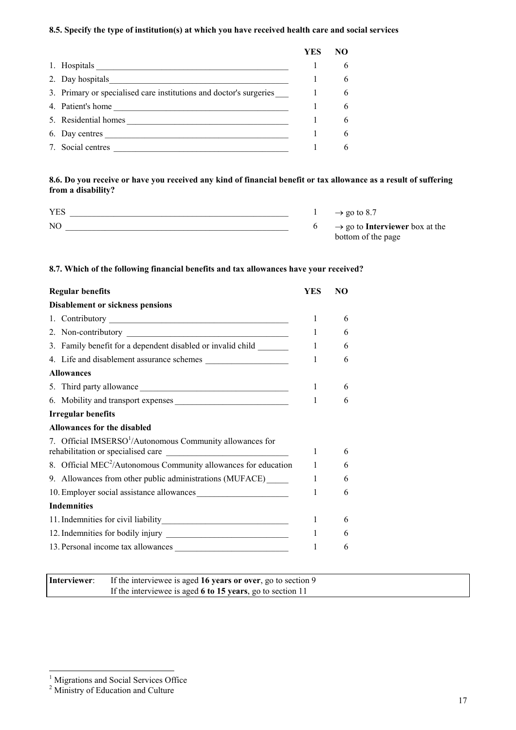**8.5. Specify the type of institution(s) at which you have received health care and social services**

| | YES | NO |
|---|---|---|
| 1. Hospitals | 1 | 6 |
| 2. Day hospitals | 1 | 6 |
| 3. Primary or specialised care institutions and doctor's surgeries | 1 | 6 |
| 4. Patient's home | 1 | 6 |
| 5. Residential homes | 1 | 6 |
| 6. Day centres | 1 | 6 |
| 7. Social centres | 1 | 6 |

**8.6. Do you receive or have you received any kind of financial benefit or tax allowance as a result of suffering from a disability?**

| | | |
|---|---|---|
| YES | 1 | → go to 8.7 |
| NO | 6 | → go to **Interviewer** box at the bottom of the page |

**8.7. Which of the following financial benefits and tax allowances have your received?**

| **Regular benefits** | YES | NO |
|---|---|---|
| **Disablement or sickness pensions** | | |
| 1. Contributory | 1 | 6 |
| 2. Non-contributory | 1 | 6 |
| 3. Family benefit for a dependent disabled or invalid child | 1 | 6 |
| 4. Life and disablement assurance schemes | 1 | 6 |
| **Allowances** | | |
| 5. Third party allowance | 1 | 6 |
| 6. Mobility and transport expenses | 1 | 6 |
| **Irregular benefits** | | |
| **Allowances for the disabled** | | |
| 7. Official IMSERSO[1]/Autonomous Community allowances for rehabilitation or specialised care | 1 | 6 |
| 8. Official MEC[2]/Autonomous Community allowances for education | 1 | 6 |
| 9. Allowances from other public administrations (MUFACE) | 1 | 6 |
| 10. Employer social assistance allowances | 1 | 6 |
| **Indemnities** | | |
| 11. Indemnities for civil liability | 1 | 6 |
| 12. Indemnities for bodily injury | 1 | 6 |
| 13. Personal income tax allowances | 1 | 6 |

| **Interviewer**: | If the interviewee is aged **16 years or over**, go to section 9<br>If the interviewee is aged **6 to 15 years**, go to section 11 |
|---|---|

[1] Migrations and Social Services Office
[2] Ministry of Education and Culture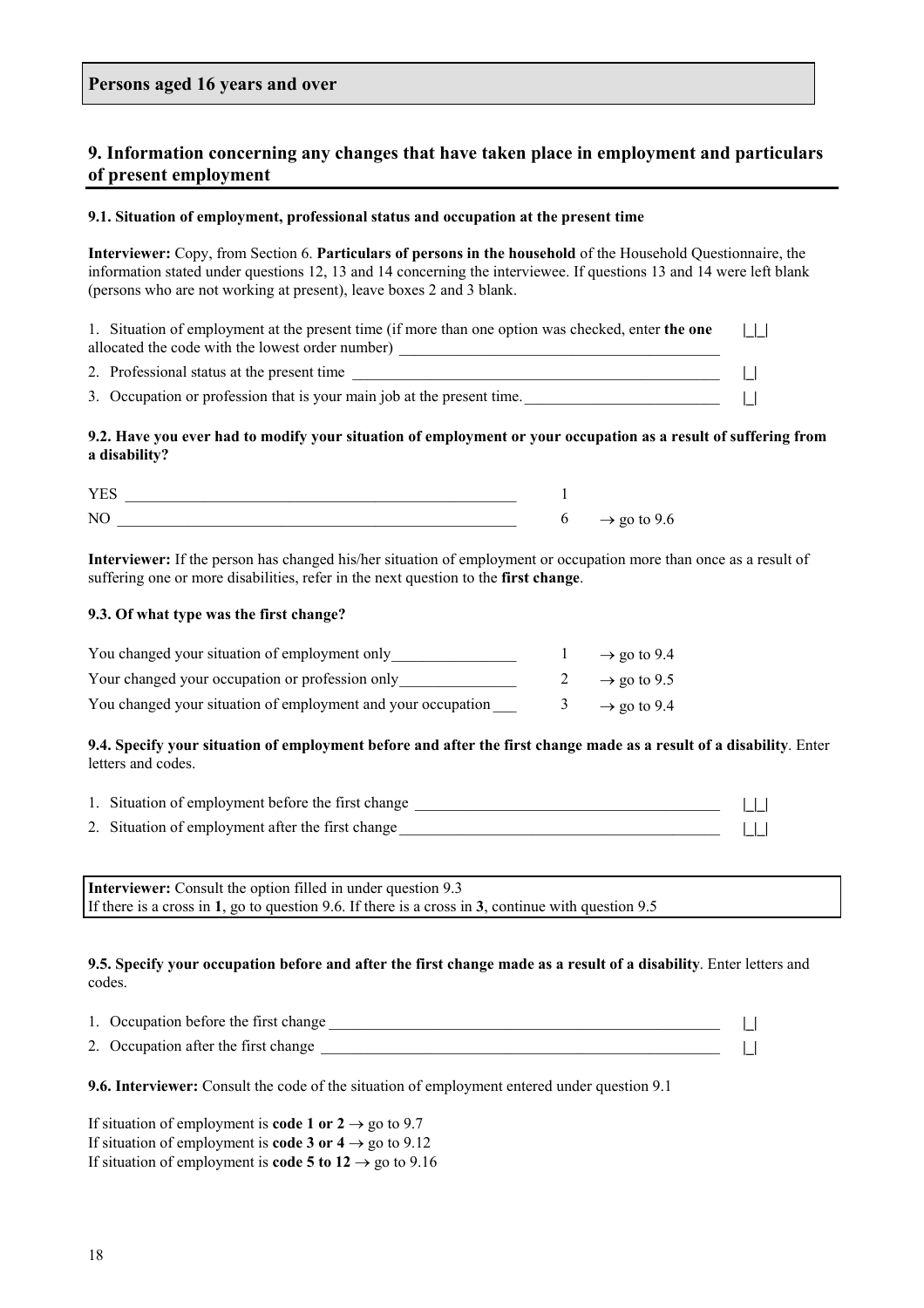**Persons aged 16 years and over**

## 9. Information concerning any changes that have taken place in employment and particulars of present employment

### 9.1. Situation of employment, professional status and occupation at the present time

**Interviewer:** Copy, from Section 6. **Particulars of persons in the household** of the Household Questionnaire, the information stated under questions 12, 13 and 14 concerning the interviewee. If questions 13 and 14 were left blank (persons who are not working at present), leave boxes 2 and 3 blank.

1. Situation of employment at the present time (if more than one option was checked, enter **the one** allocated the code with the lowest order number) \_\_\_\_\_\_\_\_\_\_ |_|_|
2. Professional status at the present time \_\_\_\_\_\_\_\_\_\_ |_|
3. Occupation or profession that is your main job at the present time. \_\_\_\_\_\_\_\_\_\_ |_|

### 9.2. Have you ever had to modify your situation of employment or your occupation as a result of suffering from a disability?

| | | |
|---|---|---|
| YES | 1 | |
| NO | 6 | → go to 9.6 |

**Interviewer:** If the person has changed his/her situation of employment or occupation more than once as a result of suffering one or more disabilities, refer in the next question to the **first change**.

### 9.3. Of what type was the first change?

| | | |
|---|---|---|
| You changed your situation of employment only | 1 | → go to 9.4 |
| Your changed your occupation or profession only | 2 | → go to 9.5 |
| You changed your situation of employment and your occupation | 3 | → go to 9.4 |

**9.4. Specify your situation of employment before and after the first change made as a result of a disability**. Enter letters and codes.

1. Situation of employment before the first change \_\_\_\_\_\_\_\_\_\_ |_|_|
2. Situation of employment after the first change \_\_\_\_\_\_\_\_\_\_ |_|_|

**Interviewer:** Consult the option filled in under question 9.3
If there is a cross in **1**, go to question 9.6. If there is a cross in **3**, continue with question 9.5

**9.5. Specify your occupation before and after the first change made as a result of a disability**. Enter letters and codes.

1. Occupation before the first change \_\_\_\_\_\_\_\_\_\_ |_|
2. Occupation after the first change \_\_\_\_\_\_\_\_\_\_ |_|

**9.6. Interviewer:** Consult the code of the situation of employment entered under question 9.1

If situation of employment is **code 1 or 2** → go to 9.7
If situation of employment is **code 3 or 4** → go to 9.12
If situation of employment is **code 5 to 12** → go to 9.16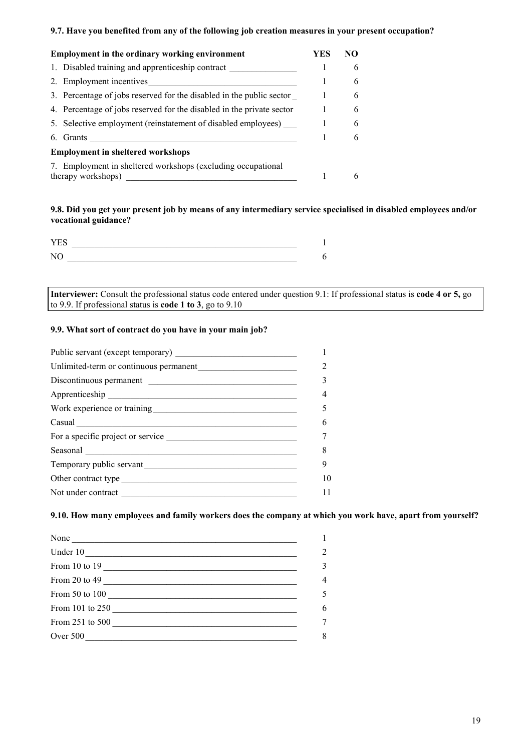**9.7. Have you benefited from any of the following job creation measures in your present occupation?**

| Employment in the ordinary working environment | YES | NO |
|---|---|---|
| 1. Disabled training and apprenticeship contract | 1 | 6 |
| 2. Employment incentives | 1 | 6 |
| 3. Percentage of jobs reserved for the disabled in the public sector | 1 | 6 |
| 4. Percentage of jobs reserved for the disabled in the private sector | 1 | 6 |
| 5. Selective employment (reinstatement of disabled employees) | 1 | 6 |
| 6. Grants | 1 | 6 |
| **Employment in sheltered workshops** | | |
| 7. Employment in sheltered workshops (excluding occupational therapy workshops) | 1 | 6 |

**9.8. Did you get your present job by means of any intermediary service specialised in disabled employees and/or vocational guidance?**

| | |
|---|---|
| YES | 1 |
| NO | 6 |

**Interviewer:** Consult the professional status code entered under question 9.1: If professional status is **code 4 or 5,** go to 9.9. If professional status is **code 1 to 3**, go to 9.10

**9.9. What sort of contract do you have in your main job?**

| | |
|---|---|
| Public servant (except temporary) | 1 |
| Unlimited-term or continuous permanent | 2 |
| Discontinuous permanent | 3 |
| Apprenticeship | 4 |
| Work experience or training | 5 |
| Casual | 6 |
| For a specific project or service | 7 |
| Seasonal | 8 |
| Temporary public servant | 9 |
| Other contract type | 10 |
| Not under contract | 11 |

**9.10. How many employees and family workers does the company at which you work have, apart from yourself?**

| | |
|---|---|
| None | 1 |
| Under 10 | 2 |
| From 10 to 19 | 3 |
| From 20 to 49 | 4 |
| From 50 to 100 | 5 |
| From 101 to 250 | 6 |
| From 251 to 500 | 7 |
| Over 500 | 8 |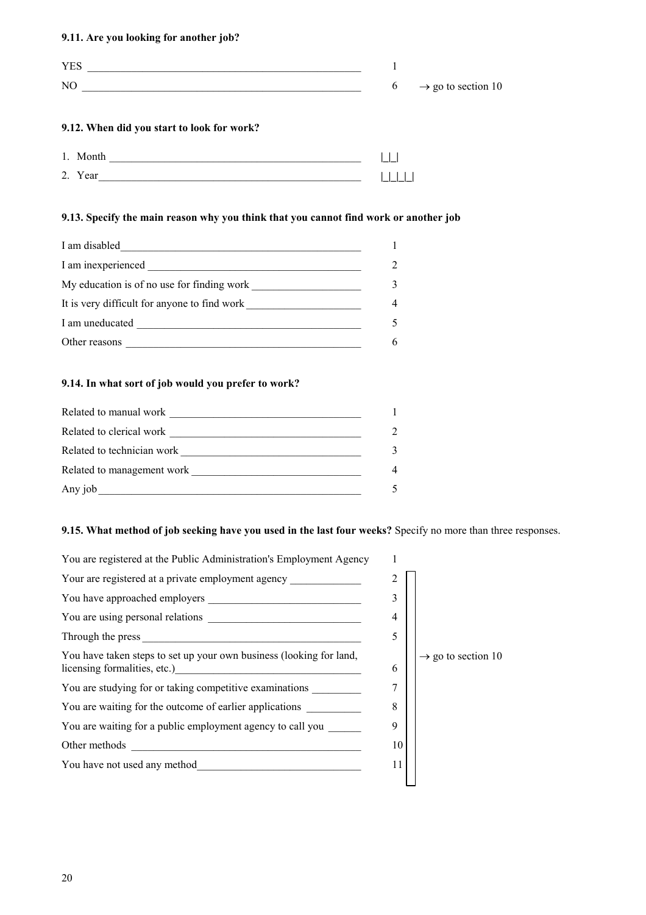**9.11. Are you looking for another job?**

| | | |
|---|---|---|
| YES | 1 | |
| NO | 6 | → go to section 10 |

**9.12. When did you start to look for work?**

| | |
|---|---|
| 1. Month | \|\_\|\_\| |
| 2. Year | \|\_\|\_\|\_\|\_\| |

**9.13. Specify the main reason why you think that you cannot find work or another job**

| | |
|---|---|
| I am disabled | 1 |
| I am inexperienced | 2 |
| My education is of no use for finding work | 3 |
| It is very difficult for anyone to find work | 4 |
| I am uneducated | 5 |
| Other reasons | 6 |

**9.14. In what sort of job would you prefer to work?**

| | |
|---|---|
| Related to manual work | 1 |
| Related to clerical work | 2 |
| Related to technician work | 3 |
| Related to management work | 4 |
| Any job | 5 |

**9.15. What method of job seeking have you used in the last four weeks?** Specify no more than three responses.

| | | |
|---|---|---|
| You are registered at the Public Administration's Employment Agency | 1 | |
| Your are registered at a private employment agency | 2 | → go to section 10 |
| You have approached employers | 3 | → go to section 10 |
| You are using personal relations | 4 | → go to section 10 |
| Through the press | 5 | → go to section 10 |
| You have taken steps to set up your own business (looking for land, licensing formalities, etc.) | 6 | → go to section 10 |
| You are studying for or taking competitive examinations | 7 | → go to section 10 |
| You are waiting for the outcome of earlier applications | 8 | → go to section 10 |
| You are waiting for a public employment agency to call you | 9 | → go to section 10 |
| Other methods | 10 | → go to section 10 |
| You have not used any method | 11 | → go to section 10 |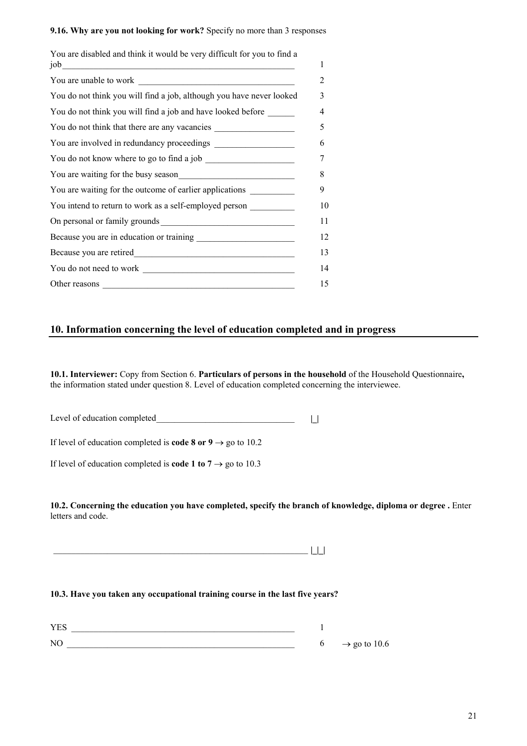**9.16. Why are you not looking for work?** Specify no more than 3 responses

| | |
|---|---|
| You are disabled and think it would be very difficult for you to find a job | 1 |
| You are unable to work | 2 |
| You do not think you will find a job, although you have never looked | 3 |
| You do not think you will find a job and have looked before | 4 |
| You do not think that there are any vacancies | 5 |
| You are involved in redundancy proceedings | 6 |
| You do not know where to go to find a job | 7 |
| You are waiting for the busy season | 8 |
| You are waiting for the outcome of earlier applications | 9 |
| You intend to return to work as a self-employed person | 10 |
| On personal or family grounds | 11 |
| Because you are in education or training | 12 |
| Because you are retired | 13 |
| You do not need to work | 14 |
| Other reasons | 15 |

## 10. Information concerning the level of education completed and in progress

**10.1. Interviewer:** Copy from Section 6. **Particulars of persons in the household** of the Household Questionnaire**,** the information stated under question 8. Level of education completed concerning the interviewee.

Level of education completed________________________________ |_|

If level of education completed is **code 8 or 9** → go to 10.2

If level of education completed is **code 1 to 7** → go to 10.3

**10.2. Concerning the education you have completed, specify the branch of knowledge, diploma or degree .** Enter letters and code.

____________________________________________________________ |_|_|

**10.3. Have you taken any occupational training course in the last five years?**

| | | |
|---|---|---|
| YES | 1 | |
| NO | 6 | → go to 10.6 |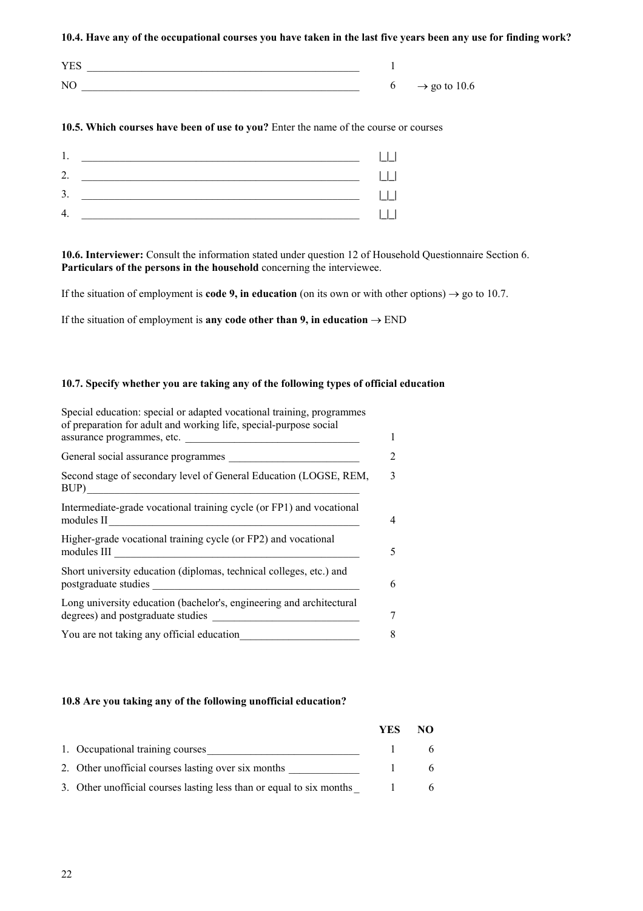**10.4. Have any of the occupational courses you have taken in the last five years been any use for finding work?**

| | | |
|---|---|---|
| YES | 1 | |
| NO | 6 | → go to 10.6 |

**10.5. Which courses have been of use to you?** Enter the name of the course or courses

| | | |
|---|---|---|
| 1. | ________________ | \|_\|_\| |
| 2. | ________________ | \|_\|_\| |
| 3. | ________________ | \|_\|_\| |
| 4. | ________________ | \|_\|_\| |

**10.6. Interviewer:** Consult the information stated under question 12 of Household Questionnaire Section 6. **Particulars of the persons in the household** concerning the interviewee.

If the situation of employment is **code 9, in education** (on its own or with other options) → go to 10.7.

If the situation of employment is **any code other than 9, in education** → END

**10.7. Specify whether you are taking any of the following types of official education**

| | |
|---|---|
| Special education: special or adapted vocational training, programmes of preparation for adult and working life, special-purpose social assurance programmes, etc. | 1 |
| General social assurance programmes | 2 |
| Second stage of secondary level of General Education (LOGSE, REM, BUP) | 3 |
| Intermediate-grade vocational training cycle (or FP1) and vocational modules II | 4 |
| Higher-grade vocational training cycle (or FP2) and vocational modules III | 5 |
| Short university education (diplomas, technical colleges, etc.) and postgraduate studies | 6 |
| Long university education (bachelor's, engineering and architectural degrees) and postgraduate studies | 7 |
| You are not taking any official education | 8 |

**10.8 Are you taking any of the following unofficial education?**

| | YES | NO |
|---|---|---|
| 1. Occupational training courses | 1 | 6 |
| 2. Other unofficial courses lasting over six months | 1 | 6 |
| 3. Other unofficial courses lasting less than or equal to six months | 1 | 6 |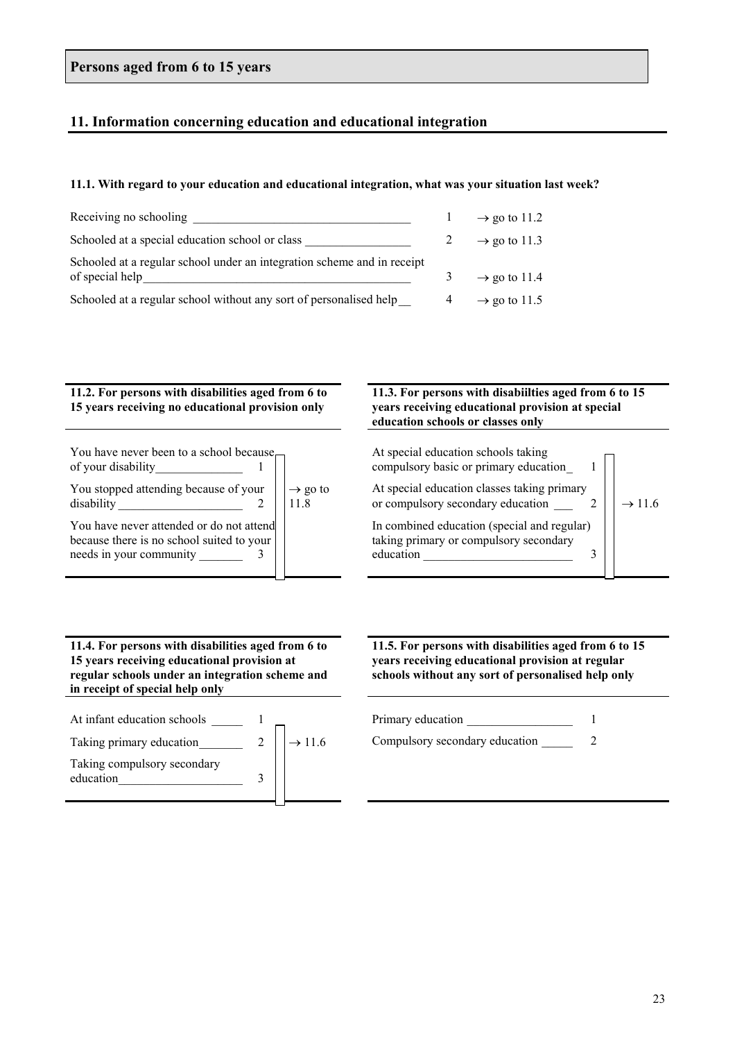## Persons aged from 6 to 15 years

## 11. Information concerning education and educational integration

**11.1. With regard to your education and educational integration, what was your situation last week?**

| | | |
|---|---|---|
| Receiving no schooling | 1 | → go to 11.2 |
| Schooled at a special education school or class | 2 | → go to 11.3 |
| Schooled at a regular school under an integration scheme and in receipt of special help | 3 | → go to 11.4 |
| Schooled at a regular school without any sort of personalised help | 4 | → go to 11.5 |

**11.2. For persons with disabilities aged from 6 to 15 years receiving no educational provision only**

| | | |
|---|---|---|
| You have never been to a school because of your disability | 1 | → go to 11.8 |
| You stopped attending because of your disability | 2 | |
| You have never attended or do not attend because there is no school suited to your needs in your community | 3 | |

**11.3. For persons with disabiilties aged from 6 to 15 years receiving educational provision at special education schools or classes only**

| | | |
|---|---|---|
| At special education schools taking compulsory basic or primary education | 1 | → 11.6 |
| At special education classes taking primary or compulsory secondary education | 2 | |
| In combined education (special and regular) taking primary or compulsory secondary education | 3 | |

**11.4. For persons with disabilities aged from 6 to 15 years receiving educational provision at regular schools under an integration scheme and in receipt of special help only**

| | | |
|---|---|---|
| At infant education schools | 1 | → 11.6 |
| Taking primary education | 2 | |
| Taking compulsory secondary education | 3 | |

**11.5. For persons with disabilities aged from 6 to 15 years receiving educational provision at regular schools without any sort of personalised help only**

| | |
|---|---|
| Primary education | 1 |
| Compulsory secondary education | 2 |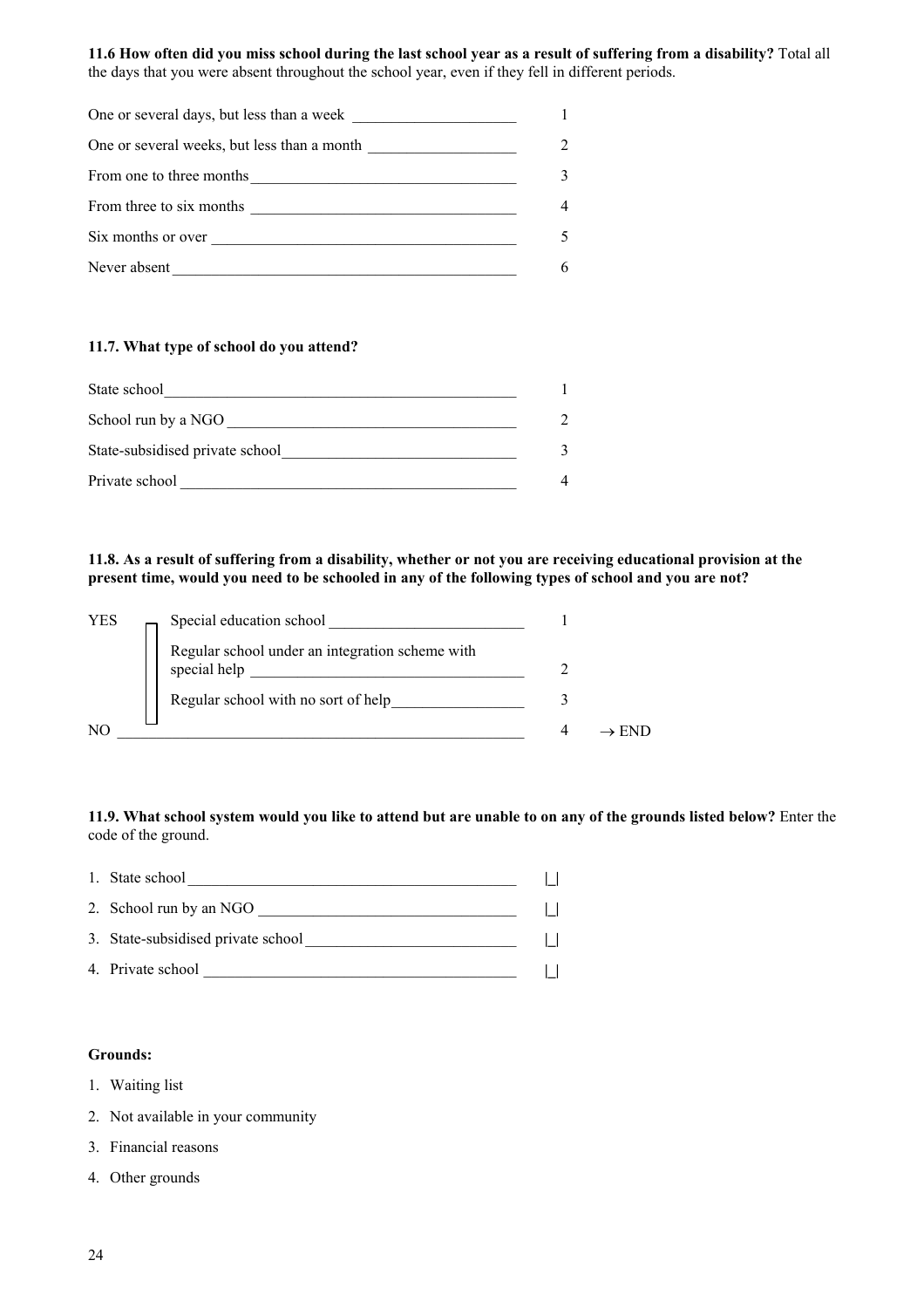**11.6 How often did you miss school during the last school year as a result of suffering from a disability?** Total all the days that you were absent throughout the school year, even if they fell in different periods.

| | |
|---|---|
| One or several days, but less than a week | 1 |
| One or several weeks, but less than a month | 2 |
| From one to three months | 3 |
| From three to six months | 4 |
| Six months or over | 5 |
| Never absent | 6 |

**11.7. What type of school do you attend?**

| | |
|---|---|
| State school | 1 |
| School run by a NGO | 2 |
| State-subsidised private school | 3 |
| Private school | 4 |

**11.8. As a result of suffering from a disability, whether or not you are receiving educational provision at the present time, would you need to be schooled in any of the following types of school and you are not?**

| | | | |
|---|---|---|---|
| YES | Special education school | 1 | |
| | Regular school under an integration scheme with special help | 2 | |
| | Regular school with no sort of help | 3 | |
| NO | | 4 | → END |

**11.9. What school system would you like to attend but are unable to on any of the grounds listed below?** Enter the code of the ground.

1. State school |_|
2. School run by an NGO |_|
3. State-subsidised private school |_|
4. Private school |_|

**Grounds:**

1. Waiting list
2. Not available in your community
3. Financial reasons
4. Other grounds